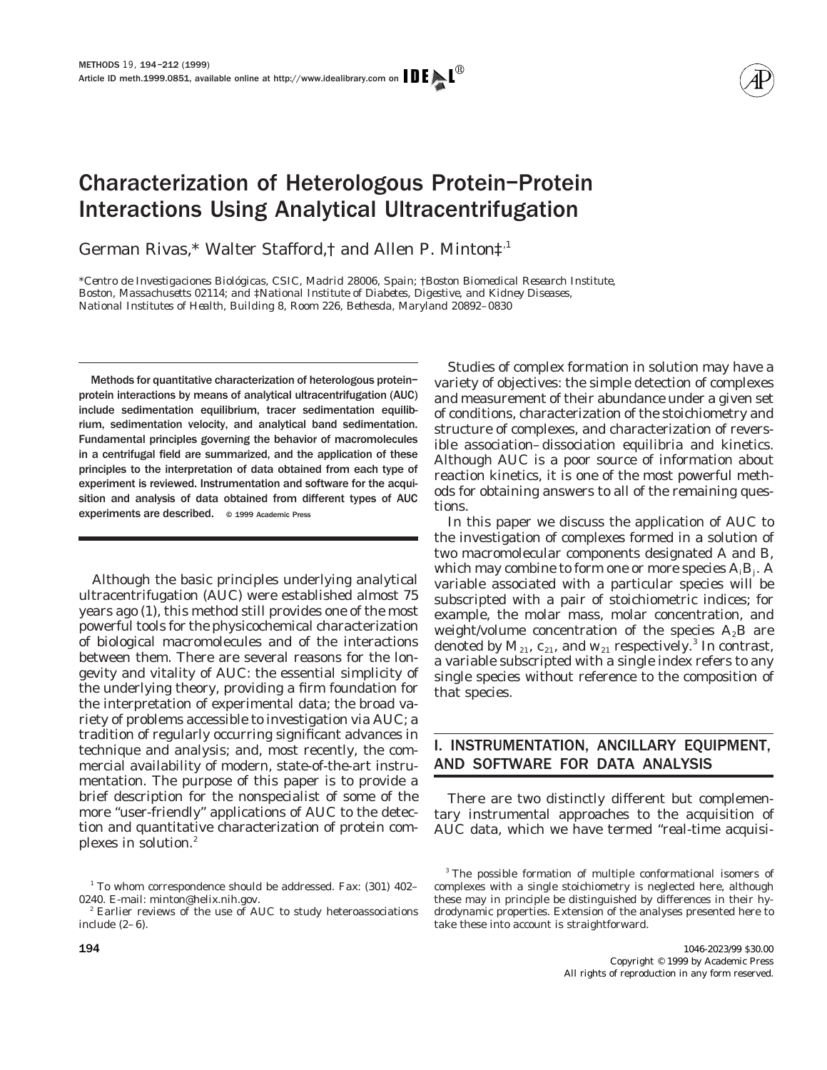# Characterization of Heterologous Protein–Protein Interactions Using Analytical Ultracentrifugation

German Rivas,* Walter Stafford,† and Allen P. Minton‡[,1]

*Centro de Investigaciones Biológicas, CSIC, Madrid 28006, Spain; †Boston Biomedical Research Institute, Boston, Massachusetts 02114; and ‡National Institute of Diabetes, Digestive, and Kidney Diseases, National Institutes of Health, Building 8, Room 226, Bethesda, Maryland 20892–0830

**Methods for quantitative characterization of heterologous protein–protein interactions by means of analytical ultracentrifugation (AUC) include sedimentation equilibrium, tracer sedimentation equilibrium, sedimentation velocity, and analytical band sedimentation. Fundamental principles governing the behavior of macromolecules in a centrifugal field are summarized, and the application of these principles to the interpretation of data obtained from each type of experiment is reviewed. Instrumentation and software for the acquisition and analysis of data obtained from different types of AUC experiments are described.** © 1999 Academic Press

Although the basic principles underlying analytical ultracentrifugation (AUC) were established almost 75 years ago (1), this method still provides one of the most powerful tools for the physicochemical characterization of biological macromolecules and of the interactions between them. There are several reasons for the longevity and vitality of AUC: the essential simplicity of the underlying theory, providing a firm foundation for the interpretation of experimental data; the broad variety of problems accessible to investigation via AUC; a tradition of regularly occurring significant advances in technique and analysis; and, most recently, the commercial availability of modern, state-of-the-art instrumentation. The purpose of this paper is to provide a brief description for the nonspecialist of some of the more "user-friendly" applications of AUC to the detection and quantitative characterization of protein complexes in solution.[2]

Studies of complex formation in solution may have a variety of objectives: the simple detection of complexes and measurement of their abundance under a given set of conditions, characterization of the stoichiometry and structure of complexes, and characterization of reversible association–dissociation equilibria and kinetics. Although AUC is a poor source of information about reaction kinetics, it is one of the most powerful methods for obtaining answers to all of the remaining questions.

In this paper we discuss the application of AUC to the investigation of complexes formed in a solution of two macromolecular components designated A and B, which may combine to form one or more species $A_iB_j$. A variable associated with a particular species will be subscripted with a pair of stoichiometric indices; for example, the molar mass, molar concentration, and weight/volume concentration of the species $A_2B$ are denoted by $M_{21}$, $c_{21}$, and $w_{21}$ respectively.[3] In contrast, a variable subscripted with a single index refers to any single species without reference to the composition of that species.

## I. INSTRUMENTATION, ANCILLARY EQUIPMENT, AND SOFTWARE FOR DATA ANALYSIS

There are two distinctly different but complementary instrumental approaches to the acquisition of AUC data, which we have termed "real-time acquisi-

[1] To whom correspondence should be addressed. Fax: (301) 402–0240. E-mail: minton@helix.nih.gov.

[2] Earlier reviews of the use of AUC to study heteroassociations include (2–6).

[3] The possible formation of multiple conformational isomers of complexes with a single stoichiometry is neglected here, although these may in principle be distinguished by differences in their hydrodynamic properties. Extension of the analyses presented here to take these into account is straightforward.

1046-2023/99 $30.00
Copyright © 1999 by Academic Press
All rights of reproduction in any form reserved.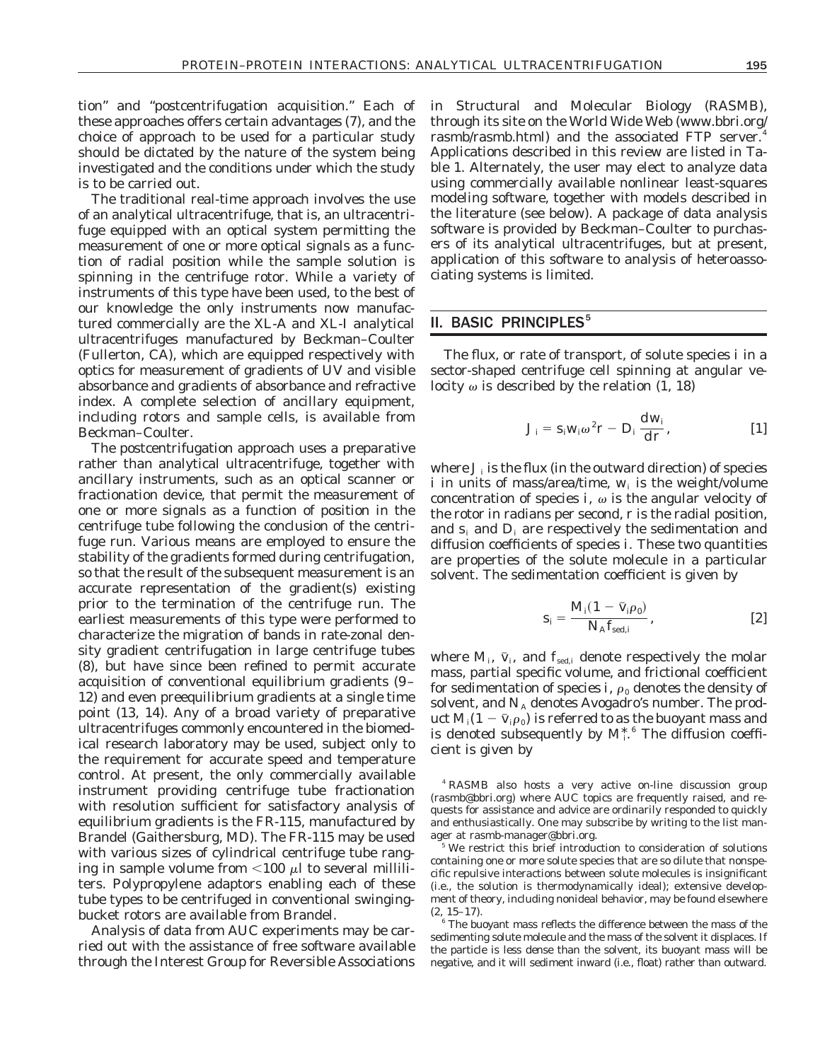tion" and "postcentrifugation acquisition." Each of these approaches offers certain advantages (7), and the choice of approach to be used for a particular study should be dictated by the nature of the system being investigated and the conditions under which the study is to be carried out.

The traditional real-time approach involves the use of an analytical ultracentrifuge, that is, an ultracentrifuge equipped with an optical system permitting the measurement of one or more optical signals as a function of radial position while the sample solution is spinning in the centrifuge rotor. While a variety of instruments of this type have been used, to the best of our knowledge the only instruments now manufactured commercially are the XL-A and XL-I analytical ultracentrifuges manufactured by Beckman–Coulter (Fullerton, CA), which are equipped respectively with optics for measurement of gradients of UV and visible absorbance and gradients of absorbance and refractive index. A complete selection of ancillary equipment, including rotors and sample cells, is available from Beckman–Coulter.

The postcentrifugation approach uses a preparative rather than analytical ultracentrifuge, together with ancillary instruments, such as an optical scanner or fractionation device, that permit the measurement of one or more signals as a function of position in the centrifuge tube following the conclusion of the centrifuge run. Various means are employed to ensure the stability of the gradients formed during centrifugation, so that the result of the subsequent measurement is an accurate representation of the gradient(s) existing prior to the termination of the centrifuge run. The earliest measurements of this type were performed to characterize the migration of bands in rate-zonal density gradient centrifugation in large centrifuge tubes (8), but have since been refined to permit accurate acquisition of conventional equilibrium gradients (9–12) and even preequilibrium gradients at a single time point (13, 14). Any of a broad variety of preparative ultracentrifuges commonly encountered in the biomedical research laboratory may be used, subject only to the requirement for accurate speed and temperature control. At present, the only commercially available instrument providing centrifuge tube fractionation with resolution sufficient for satisfactory analysis of equilibrium gradients is the FR-115, manufactured by Brandel (Gaithersburg, MD). The FR-115 may be used with various sizes of cylindrical centrifuge tube ranging in sample volume from $<100\ \mu l$ to several milliliters. Polypropylene adaptors enabling each of these tube types to be centrifuged in conventional swinging-bucket rotors are available from Brandel.

Analysis of data from AUC experiments may be carried out with the assistance of free software available through the Interest Group for Reversible Associations in Structural and Molecular Biology (RASMB), through its site on the World Wide Web (www.bbri.org/rasmb/rasmb.html) and the associated FTP server.[4] Applications described in this review are listed in Table 1. Alternately, the user may elect to analyze data using commercially available nonlinear least-squares modeling software, together with models described in the literature (see below). A package of data analysis software is provided by Beckman–Coulter to purchasers of its analytical ultracentrifuges, but at present, application of this software to analysis of heteroassociating systems is limited.

## II. BASIC PRINCIPLES[5]

The flux, or rate of transport, of solute species $i$ in a sector-shaped centrifuge cell spinning at angular velocity $\omega$ is described by the relation (1, 18)

$$J_i = s_i w_i \omega^2 r - D_i \frac{dw_i}{dr}, \qquad [1]$$

where $J_i$ is the flux (in the outward direction) of species $i$ in units of mass/area/time, $w_i$ is the weight/volume concentration of species $i$, $\omega$ is the angular velocity of the rotor in radians per second, $r$ is the radial position, and $s_i$ and $D_i$ are respectively the sedimentation and diffusion coefficients of species $i$. These two quantities are properties of the solute molecule in a particular solvent. The sedimentation coefficient is given by

$$s_i = \frac{M_i(1 - \bar{v}_i \rho_0)}{N_A f_{sed,i}}, \qquad [2]$$

where $M_i$, $\bar{v}_i$, and $f_{sed,i}$ denote respectively the molar mass, partial specific volume, and frictional coefficient for sedimentation of species $i$, $\rho_0$ denotes the density of solvent, and $N_A$ denotes Avogadro's number. The product $M_i(1 - \bar{v}_i \rho_0)$ is referred to as the buoyant mass and is denoted subsequently by $M_i^*$.[6] The diffusion coefficient is given by

[4] RASMB also hosts a very active on-line discussion group (rasmb@bbri.org) where AUC topics are frequently raised, and requests for assistance and advice are ordinarily responded to quickly and enthusiastically. One may subscribe by writing to the list manager at rasmb-manager@bbri.org.

[5] We restrict this brief introduction to consideration of solutions containing one or more solute species that are so dilute that nonspecific repulsive interactions between solute molecules is insignificant (i.e., the solution is thermodynamically ideal); extensive development of theory, including nonideal behavior, may be found elsewhere (2, 15–17).

[6] The buoyant mass reflects the difference between the mass of the sedimenting solute molecule and the mass of the solvent it displaces. If the particle is less dense than the solvent, its buoyant mass will be negative, and it will sediment inward (i.e., float) rather than outward.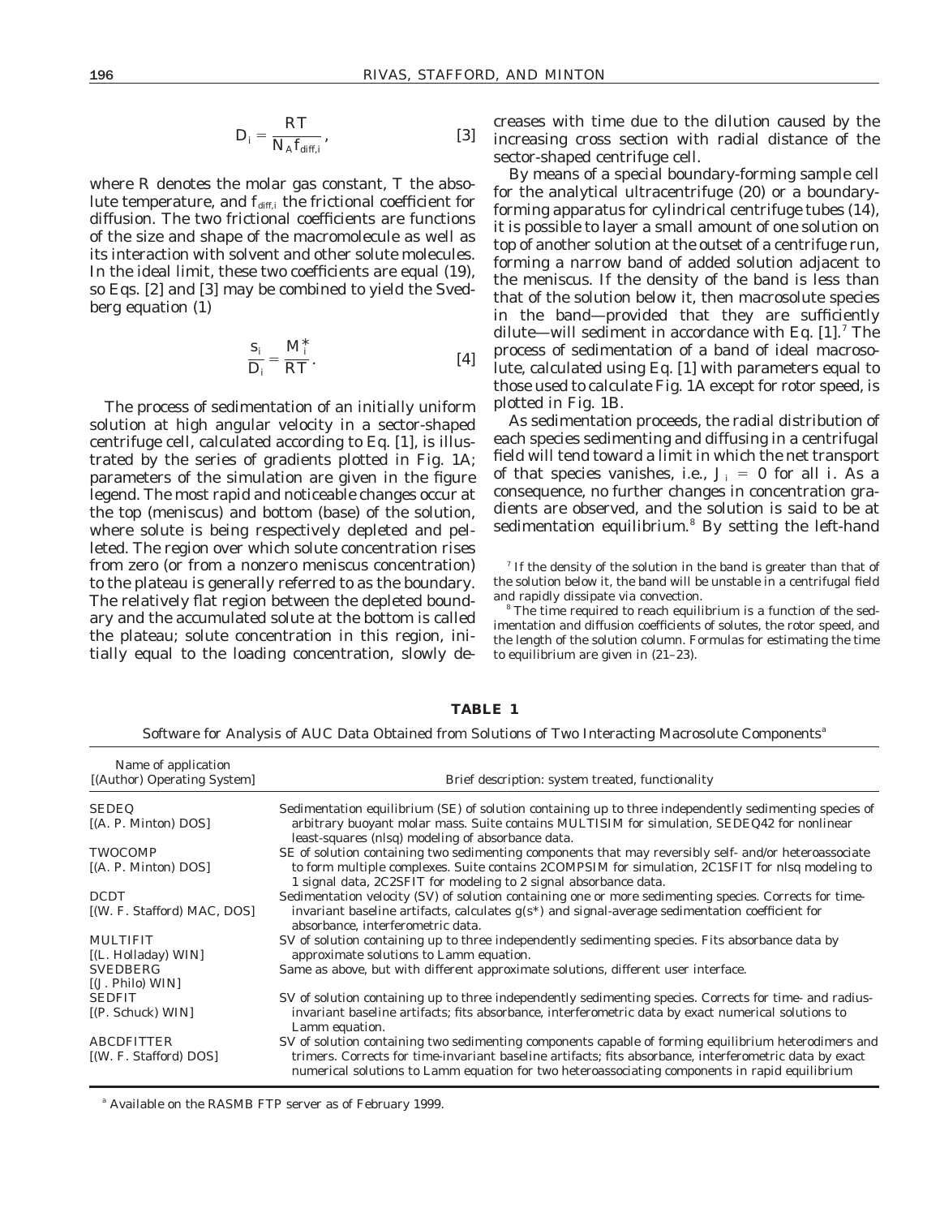$$D_i = \frac{RT}{N_A f_{diff,i}}, \qquad [3]$$

where R denotes the molar gas constant, T the absolute temperature, and $f_{diff,i}$ the frictional coefficient for diffusion. The two frictional coefficients are functions of the size and shape of the macromolecule as well as its interaction with solvent and other solute molecules. In the ideal limit, these two coefficients are equal (19), so Eqs. [2] and [3] may be combined to yield the Svedberg equation (1)

$$\frac{s_i}{D_i} = \frac{M_i^*}{RT}. \qquad [4]$$

The process of sedimentation of an initially uniform solution at high angular velocity in a sector-shaped centrifuge cell, calculated according to Eq. [1], is illustrated by the series of gradients plotted in Fig. 1A; parameters of the simulation are given in the figure legend. The most rapid and noticeable changes occur at the top (meniscus) and bottom (base) of the solution, where solute is being respectively depleted and pelleted. The region over which solute concentration rises from zero (or from a nonzero meniscus concentration) to the plateau is generally referred to as the boundary. The relatively flat region between the depleted boundary and the accumulated solute at the bottom is called the plateau; solute concentration in this region, initially equal to the loading concentration, slowly decreases with time due to the dilution caused by the increasing cross section with radial distance of the sector-shaped centrifuge cell.

By means of a special boundary-forming sample cell for the analytical ultracentrifuge (20) or a boundary-forming apparatus for cylindrical centrifuge tubes (14), it is possible to layer a small amount of one solution on top of another solution at the outset of a centrifuge run, forming a narrow band of added solution adjacent to the meniscus. If the density of the band is less than that of the solution below it, then macrosolute species in the band—provided that they are sufficiently dilute—will sediment in accordance with Eq. [1].[7] The process of sedimentation of a band of ideal macrosolute, calculated using Eq. [1] with parameters equal to those used to calculate Fig. 1A except for rotor speed, is plotted in Fig. 1B.

As sedimentation proceeds, the radial distribution of each species sedimenting and diffusing in a centrifugal field will tend toward a limit in which the net transport of that species vanishes, i.e., $J_i = 0$ for all i. As a consequence, no further changes in concentration gradients are observed, and the solution is said to be at sedimentation equilibrium.[8] By setting the left-hand

[7] If the density of the solution in the band is greater than that of the solution below it, the band will be unstable in a centrifugal field and rapidly dissipate via convection.

[8] The time required to reach equilibrium is a function of the sedimentation and diffusion coefficients of solutes, the rotor speed, and the length of the solution column. Formulas for estimating the time to equilibrium are given in (21–23).

**TABLE 1**

Software for Analysis of AUC Data Obtained from Solutions of Two Interacting Macrosolute Components[a]

| Name of application [(Author) Operating System] | Brief description: system treated, functionality |
|---|---|
| SEDEQ [(A. P. Minton) DOS] | Sedimentation equilibrium (SE) of solution containing up to three independently sedimenting species of arbitrary buoyant molar mass. Suite contains MULTISIM for simulation, SEDEQ42 for nonlinear least-squares (nlsq) modeling of absorbance data. |
| TWOCOMP [(A. P. Minton) DOS] | SE of solution containing two sedimenting components that may reversibly self- and/or heteroassociate to form multiple complexes. Suite contains 2COMPSIM for simulation, 2C1SFIT for nlsq modeling to 1 signal data, 2C2SFIT for modeling to 2 signal absorbance data. |
| DCDT [(W. F. Stafford) MAC, DOS] | Sedimentation velocity (SV) of solution containing one or more sedimenting species. Corrects for time-invariant baseline artifacts, calculates $g(s^*)$ and signal-average sedimentation coefficient for absorbance, interferometric data. |
| MULTIFIT [(L. Holladay) WIN] | SV of solution containing up to three independently sedimenting species. Fits absorbance data by approximate solutions to Lamm equation. |
| SVEDBERG [(J. Philo) WIN] | Same as above, but with different approximate solutions, different user interface. |
| SEDFIT [(P. Schuck) WIN] | SV of solution containing up to three independently sedimenting species. Corrects for time- and radius-invariant baseline artifacts; fits absorbance, interferometric data by exact numerical solutions to Lamm equation. |
| ABCDFITTER [(W. F. Stafford) DOS] | SV of solution containing two sedimenting components capable of forming equilibrium heterodimers and trimers. Corrects for time-invariant baseline artifacts; fits absorbance, interferometric data by exact numerical solutions to Lamm equation for two heteroassociating components in rapid equilibrium |

[a] Available on the RASMB FTP server as of February 1999.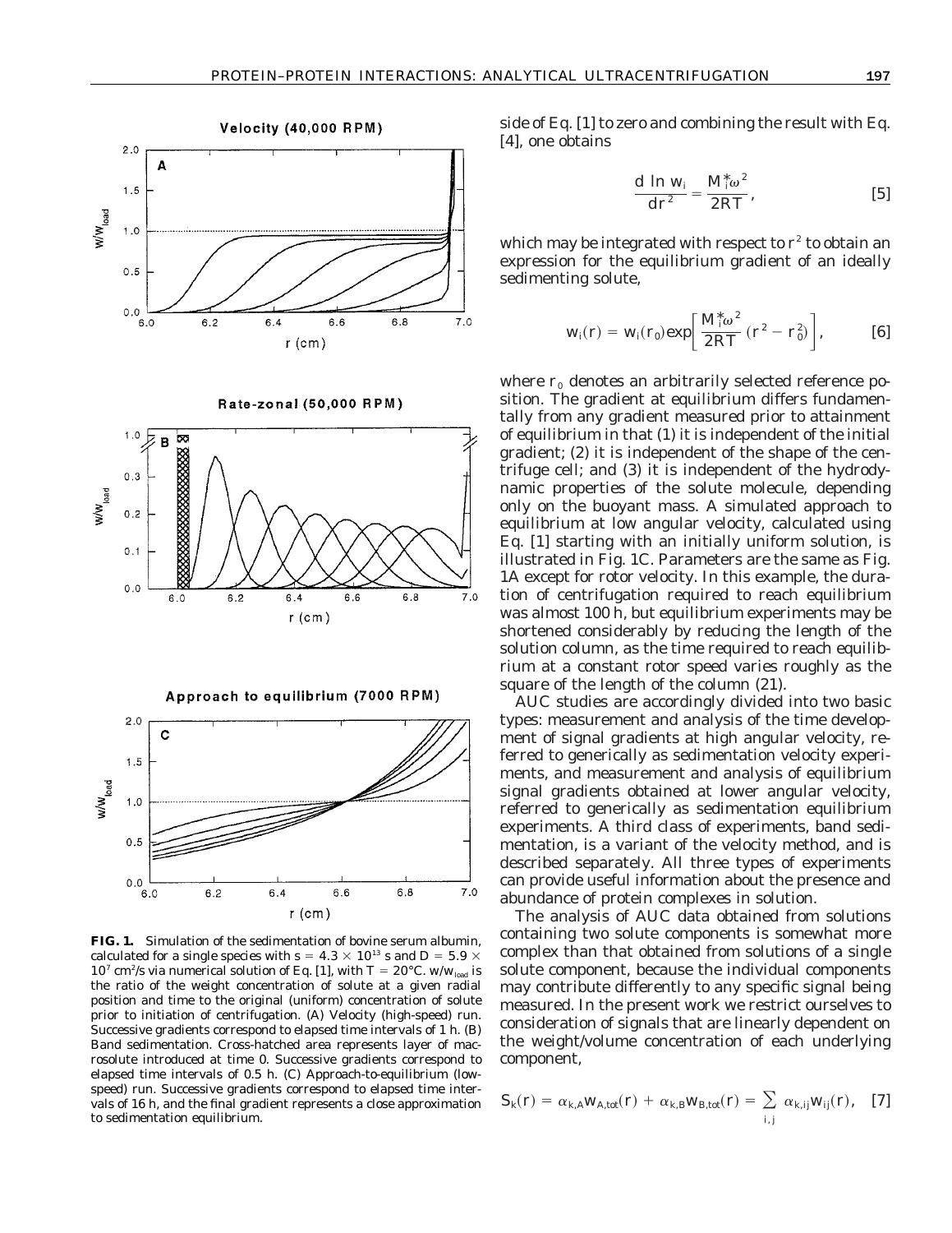**FIG. 1.** Simulation of the sedimentation of bovine serum albumin, calculated for a single species with $s = 4.3 \times 10^{13}$ s and $D = 5.9 \times 10^{7}$ cm²/s via numerical solution of Eq. [1], with $T = 20°C$. $w/w_{load}$ is the ratio of the weight concentration of solute at a given radial position and time to the original (uniform) concentration of solute prior to initiation of centrifugation. (A) Velocity (high-speed) run. Successive gradients correspond to elapsed time intervals of 1 h. (B) Band sedimentation. Cross-hatched area represents layer of macrosolute introduced at time 0. Successive gradients correspond to elapsed time intervals of 0.5 h. (C) Approach-to-equilibrium (low-speed) run. Successive gradients correspond to elapsed time intervals of 16 h, and the final gradient represents a close approximation to sedimentation equilibrium.

side of Eq. [1] to zero and combining the result with Eq. [4], one obtains

$$\frac{d \ln w_i}{dr^2} = \frac{M_i^* \omega^2}{2RT}, \qquad [5]$$

which may be integrated with respect to $r^2$ to obtain an expression for the equilibrium gradient of an ideally sedimenting solute,

$$w_i(r) = w_i(r_0) \exp\left[\frac{M_i^* \omega^2}{2RT}(r^2 - r_0^2)\right], \qquad [6]$$

where $r_0$ denotes an arbitrarily selected reference position. The gradient at equilibrium differs fundamentally from any gradient measured prior to attainment of equilibrium in that (1) it is independent of the initial gradient; (2) it is independent of the shape of the centrifuge cell; and (3) it is independent of the hydrodynamic properties of the solute molecule, depending only on the buoyant mass. A simulated approach to equilibrium at low angular velocity, calculated using Eq. [1] starting with an initially uniform solution, is illustrated in Fig. 1C. Parameters are the same as Fig. 1A except for rotor velocity. In this example, the duration of centrifugation required to reach equilibrium was almost 100 h, but equilibrium experiments may be shortened considerably by reducing the length of the solution column, as the time required to reach equilibrium at a constant rotor speed varies roughly as the square of the length of the column (21).

AUC studies are accordingly divided into two basic types: measurement and analysis of the time development of signal gradients at high angular velocity, referred to generically as sedimentation velocity experiments, and measurement and analysis of equilibrium signal gradients obtained at lower angular velocity, referred to generically as sedimentation equilibrium experiments. A third class of experiments, band sedimentation, is a variant of the velocity method, and is described separately. All three types of experiments can provide useful information about the presence and abundance of protein complexes in solution.

The analysis of AUC data obtained from solutions containing two solute components is somewhat more complex than that obtained from solutions of a single solute component, because the individual components may contribute differently to any specific signal being measured. In the present work we restrict ourselves to consideration of signals that are linearly dependent on the weight/volume concentration of each underlying component,

$$S_k(r) = \alpha_{k,A} w_{A,tot}(r) + \alpha_{k,B} w_{B,tot}(r) = \sum_{i,j} \alpha_{k,ij} w_{ij}(r), \quad [7]$$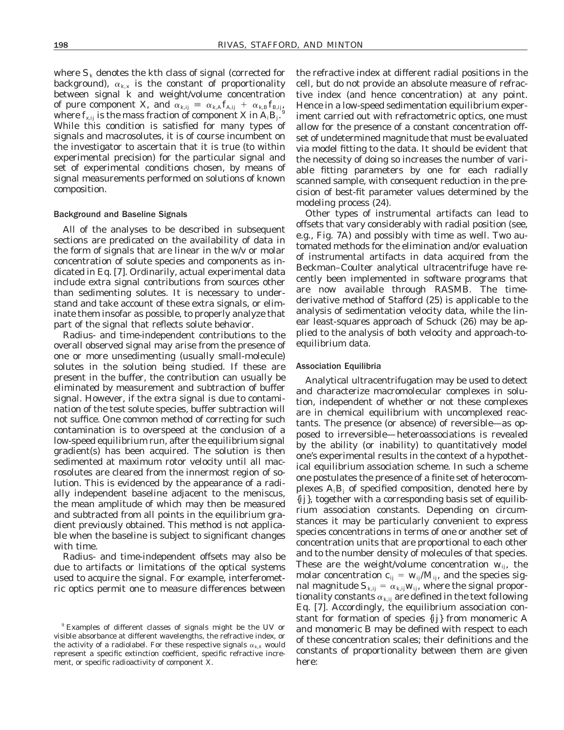where $S_k$ denotes the $k$th class of signal (corrected for background), $\alpha_{k,X}$ is the constant of proportionality between signal $k$ and weight/volume concentration of pure component X, and $\alpha_{k,ij} \equiv \alpha_{k,A} f_{A,ij} + \alpha_{k,B} f_{B,ij}$, where $f_{x,ij}$ is the mass fraction of component X in $A_iB_j$.[9] While this condition is satisfied for many types of signals and macrosolutes, it is of course incumbent on the investigator to ascertain that it is true (to within experimental precision) for the particular signal and set of experimental conditions chosen, by means of signal measurements performed on solutions of known composition.

### Background and Baseline Signals

All of the analyses to be described in subsequent sections are predicated on the availability of data in the form of signals that are linear in the w/v or molar concentration of solute species and components as indicated in Eq. [7]. Ordinarily, actual experimental data include extra signal contributions from sources other than sedimenting solutes. It is necessary to understand and take account of these extra signals, or eliminate them insofar as possible, to properly analyze that part of the signal that reflects solute behavior.

Radius- and time-independent contributions to the overall observed signal may arise from the presence of one or more unsedimenting (usually small-molecule) solutes in the solution being studied. If these are present in the buffer, the contribution can usually be eliminated by measurement and subtraction of buffer signal. However, if the extra signal is due to contamination of the test solute species, buffer subtraction will not suffice. One common method of correcting for such contamination is to overspeed at the conclusion of a low-speed equilibrium run, after the equilibrium signal gradient(s) has been acquired. The solution is then sedimented at maximum rotor velocity until all macrosolutes are cleared from the innermost region of solution. This is evidenced by the appearance of a radially independent baseline adjacent to the meniscus, the mean amplitude of which may then be measured and subtracted from all points in the equilibrium gradient previously obtained. This method is not applicable when the baseline is subject to significant changes with time.

Radius- and time-independent offsets may also be due to artifacts or limitations of the optical systems used to acquire the signal. For example, interferometric optics permit one to measure differences between the refractive index at different radial positions in the cell, but do not provide an absolute measure of refractive index (and hence concentration) at any point. Hence in a low-speed sedimentation equilibrium experiment carried out with refractometric optics, one must allow for the presence of a constant concentration offset of undetermined magnitude that must be evaluated via model fitting to the data. It should be evident that the necessity of doing so increases the number of variable fitting parameters by one for each radially scanned sample, with consequent reduction in the precision of best-fit parameter values determined by the modeling process (24).

Other types of instrumental artifacts can lead to offsets that vary considerably with radial position (see, e.g., Fig. 7A) and possibly with time as well. Two automated methods for the elimination and/or evaluation of instrumental artifacts in data acquired from the Beckman–Coulter analytical ultracentrifuge have recently been implemented in software programs that are now available through RASMB. The time-derivative method of Stafford (25) is applicable to the analysis of sedimentation velocity data, while the linear least-squares approach of Schuck (26) may be applied to the analysis of both velocity and approach-to-equilibrium data.

### Association Equilibria

Analytical ultracentrifugation may be used to detect and characterize macromolecular complexes in solution, independent of whether or not these complexes are in chemical equilibrium with uncomplexed reactants. The presence (or absence) of reversible—as opposed to irreversible—heteroassociations is revealed by the ability (or inability) to quantitatively model one's experimental results in the context of a hypothetical equilibrium association scheme. In such a scheme one postulates the presence of a finite set of heterocomplexes $A_iB_j$ of specified composition, denoted here by $\{ij\}$, together with a corresponding basis set of equilibrium association constants. Depending on circumstances it may be particularly convenient to express species concentrations in terms of one or another set of concentration units that are proportional to each other and to the number density of molecules of that species. These are the weight/volume concentration $w_{ij}$, the molar concentration $c_{ij} = w_{ij}/M_{ij}$, and the species signal magnitude $S_{k,ij} = \alpha_{k,ij} w_{ij}$, where the signal proportionality constants $\alpha_{k,ij}$ are defined in the text following Eq. [7]. Accordingly, the equilibrium association constant for formation of species $\{ij\}$ from monomeric A and monomeric B may be defined with respect to each of these concentration scales; their definitions and the constants of proportionality between them are given here:

[9] Examples of different classes of signals might be the UV or visible absorbance at different wavelengths, the refractive index, or the activity of a radiolabel. For these respective signals $\alpha_{k,X}$ would represent a specific extinction coefficient, specific refractive increment, or specific radioactivity of component X.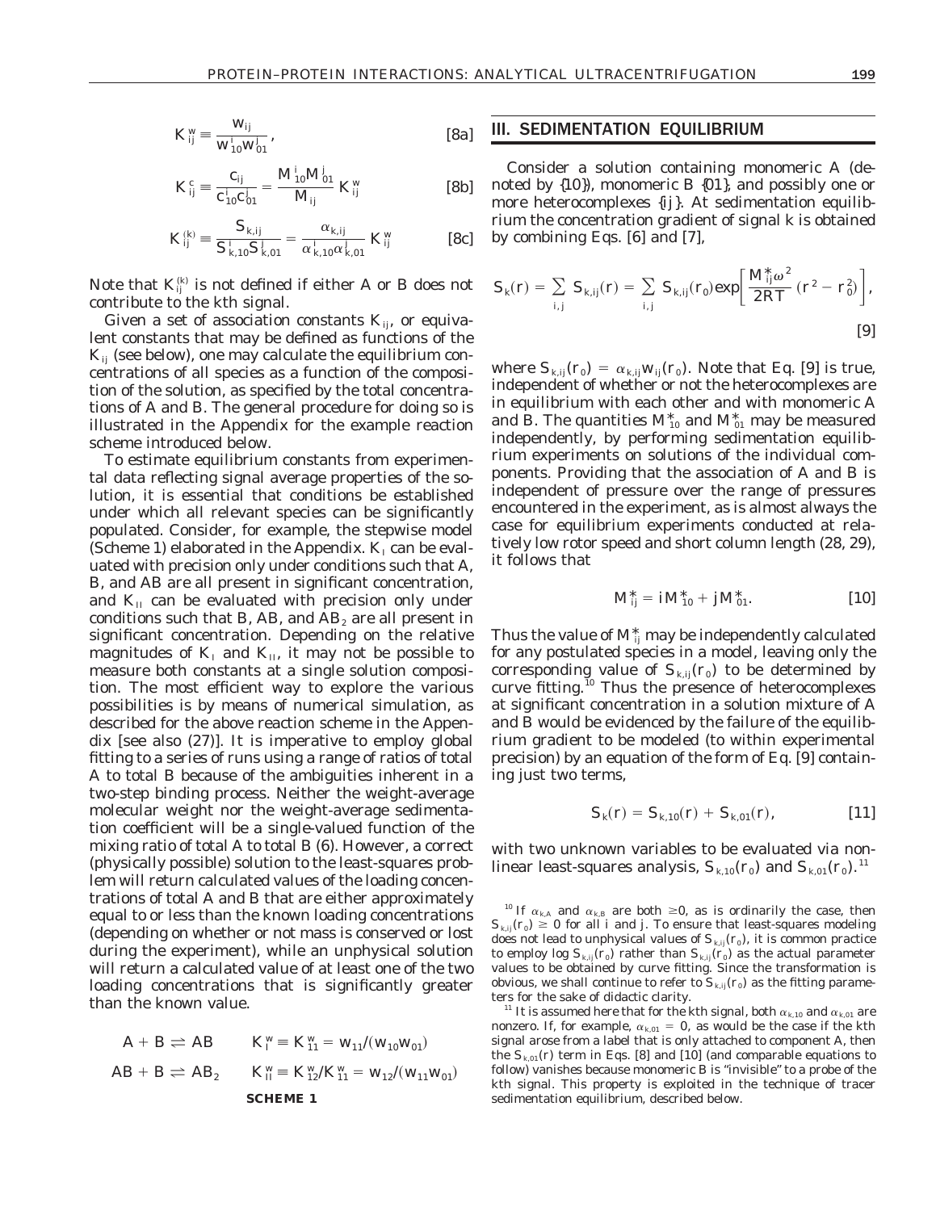$$K_{ij}^{w} \equiv \frac{w_{ij}}{w_{10}^{i} w_{01}^{j}}, \qquad [8a]$$

$$K_{ij}^{c} \equiv \frac{c_{ij}}{c_{10}^{i} c_{01}^{j}} = \frac{M_{10}^{i} M_{01}^{j}}{M_{ij}} K_{ij}^{w} \qquad [8b]$$

$$K_{ij}^{(k)} \equiv \frac{S_{k,ij}}{S_{k,10}^{i} S_{k,01}^{j}} = \frac{\alpha_{k,ij}}{\alpha_{k,10}^{i} \alpha_{k,01}^{j}} K_{ij}^{w} \qquad [8c]$$

Note that $K_{ij}^{(k)}$ is not defined if either A or B does not contribute to the $k$th signal.

Given a set of association constants $K_{ij}$, or equivalent constants that may be defined as functions of the $K_{ij}$ (see below), one may calculate the equilibrium concentrations of all species as a function of the composition of the solution, as specified by the total concentrations of A and B. The general procedure for doing so is illustrated in the Appendix for the example reaction scheme introduced below.

To estimate equilibrium constants from experimental data reflecting signal average properties of the solution, it is essential that conditions be established under which all relevant species can be significantly populated. Consider, for example, the stepwise model (Scheme 1) elaborated in the Appendix. $K_I$ can be evaluated with precision only under conditions such that A, B, and AB are all present in significant concentration, and $K_{II}$ can be evaluated with precision only under conditions such that B, AB, and $AB_2$ are all present in significant concentration. Depending on the relative magnitudes of $K_I$ and $K_{II}$, it may not be possible to measure both constants at a single solution composition. The most efficient way to explore the various possibilities is by means of numerical simulation, as described for the above reaction scheme in the Appendix [see also (27)]. It is imperative to employ global fitting to a series of runs using a range of ratios of total A to total B because of the ambiguities inherent in a two-step binding process. Neither the weight-average molecular weight nor the weight-average sedimentation coefficient will be a single-valued function of the mixing ratio of total A to total B (6). However, a correct (physically possible) solution to the least-squares problem will return calculated values of the loading concentrations of total A and B that are either approximately equal to or less than the known loading concentrations (depending on whether or not mass is conserved or lost during the experiment), while an unphysical solution will return a calculated value of at least one of the two loading concentrations that is significantly greater than the known value.

$$A + B \rightleftharpoons AB \qquad K_I^w \equiv K_{11}^w = w_{11}/(w_{10}w_{01})$$

$$AB + B \rightleftharpoons AB_2 \qquad K_{II}^w \equiv K_{12}^w/K_{11}^w = w_{12}/(w_{11}w_{01})$$

**SCHEME 1**

## III. SEDIMENTATION EQUILIBRIUM

Consider a solution containing monomeric A (denoted by {10}), monomeric B {01}, and possibly one or more heterocomplexes {ij}. At sedimentation equilibrium the concentration gradient of signal $k$ is obtained by combining Eqs. [6] and [7],

$$S_k(r) = \sum_{i,j} S_{k,ij}(r) = \sum_{i,j} S_{k,ij}(r_0) \exp\left[\frac{M_{ij}^{*}\omega^2}{2RT}(r^2 - r_0^2)\right], \qquad [9]$$

where $S_{k,ij}(r_0) = \alpha_{k,ij} w_{ij}(r_0)$. Note that Eq. [9] is true, independent of whether or not the heterocomplexes are in equilibrium with each other and with monomeric A and B. The quantities $M_{10}^{*}$ and $M_{01}^{*}$ may be measured independently, by performing sedimentation equilibrium experiments on solutions of the individual components. Providing that the association of A and B is independent of pressure over the range of pressures encountered in the experiment, as is almost always the case for equilibrium experiments conducted at relatively low rotor speed and short column length (28, 29), it follows that

$$M_{ij}^{*} = iM_{10}^{*} + jM_{01}^{*}. \qquad [10]$$

Thus the value of $M_{ij}^{*}$ may be independently calculated for any postulated species in a model, leaving only the corresponding value of $S_{k,ij}(r_0)$ to be determined by curve fitting.[10] Thus the presence of heterocomplexes at significant concentration in a solution mixture of A and B would be evidenced by the failure of the equilibrium gradient to be modeled (to within experimental precision) by an equation of the form of Eq. [9] containing just two terms,

$$S_k(r) = S_{k,10}(r) + S_{k,01}(r), \qquad [11]$$

with two unknown variables to be evaluated via nonlinear least-squares analysis, $S_{k,10}(r_0)$ and $S_{k,01}(r_0)$.[11]

---

[10] If $\alpha_{k,A}$ and $\alpha_{k,B}$ are both $\geq 0$, as is ordinarily the case, then $S_{k,ij}(r_0) \geq 0$ for all $i$ and $j$. To ensure that least-squares modeling does not lead to unphysical values of $S_{k,ij}(r_0)$, it is common practice to employ $\log S_{k,ij}(r_0)$ rather than $S_{k,ij}(r_0)$ as the actual parameter values to be obtained by curve fitting. Since the transformation is obvious, we shall continue to refer to $S_{k,ij}(r_0)$ as the fitting parameters for the sake of didactic clarity.

[11] It is assumed here that for the $k$th signal, both $\alpha_{k,10}$ and $\alpha_{k,01}$ are nonzero. If, for example, $\alpha_{k,01} = 0$, as would be the case if the $k$th signal arose from a label that is only attached to component A, then the $S_{k,01}(r)$ term in Eqs. [8] and [10] (and comparable equations to follow) vanishes because monomeric B is "invisible" to a probe of the $k$th signal. This property is exploited in the technique of tracer sedimentation equilibrium, described below.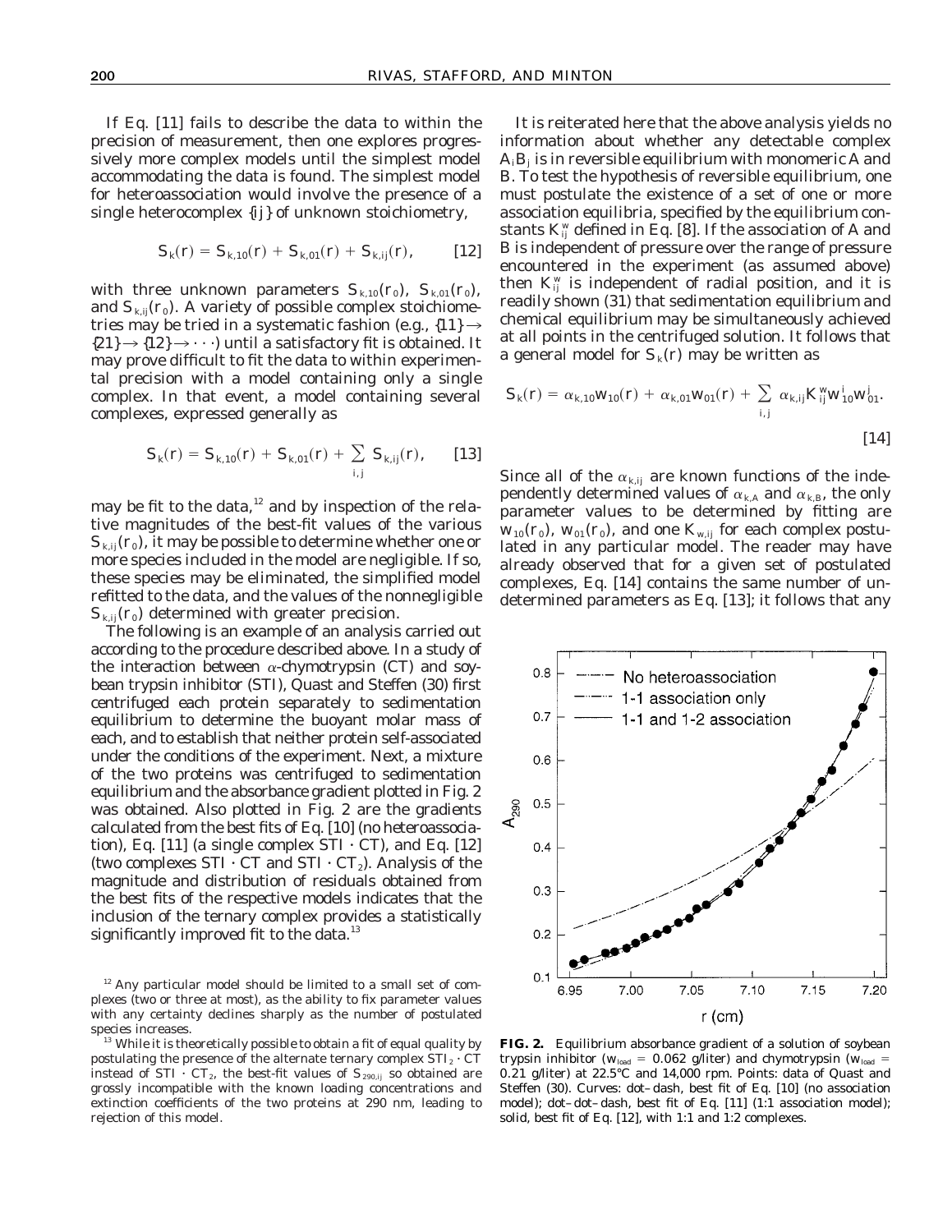If Eq. [11] fails to describe the data to within the precision of measurement, then one explores progressively more complex models until the simplest model accommodating the data is found. The simplest model for heteroassociation would involve the presence of a single heterocomplex $\{ij\}$ of unknown stoichiometry,

$$S_k(r) = S_{k,10}(r) + S_{k,01}(r) + S_{k,ij}(r), \quad [12]$$

with three unknown parameters $S_{k,10}(r_0)$, $S_{k,01}(r_0)$, and $S_{k,ij}(r_0)$. A variety of possible complex stoichiometries may be tried in a systematic fashion (e.g., $\{11\} \rightarrow \{21\} \rightarrow \{12\} \rightarrow \cdots$) until a satisfactory fit is obtained. It may prove difficult to fit the data to within experimental precision with a model containing only a single complex. In that event, a model containing several complexes, expressed generally as

$$S_k(r) = S_{k,10}(r) + S_{k,01}(r) + \sum_{i,j} S_{k,ij}(r), \quad [13]$$

may be fit to the data,[12] and by inspection of the relative magnitudes of the best-fit values of the various $S_{k,ij}(r_0)$, it may be possible to determine whether one or more species included in the model are negligible. If so, these species may be eliminated, the simplified model refitted to the data, and the values of the nonnegligible $S_{k,ij}(r_0)$ determined with greater precision.

The following is an example of an analysis carried out according to the procedure described above. In a study of the interaction between $\alpha$-chymotrypsin (CT) and soybean trypsin inhibitor (STI), Quast and Steffen (30) first centrifuged each protein separately to sedimentation equilibrium to determine the buoyant molar mass of each, and to establish that neither protein self-associated under the conditions of the experiment. Next, a mixture of the two proteins was centrifuged to sedimentation equilibrium and the absorbance gradient plotted in Fig. 2 was obtained. Also plotted in Fig. 2 are the gradients calculated from the best fits of Eq. [10] (no heteroassociation), Eq. [11] (a single complex STI · CT), and Eq. [12] (two complexes STI · CT and STI · $CT_2$). Analysis of the magnitude and distribution of residuals obtained from the best fits of the respective models indicates that the inclusion of the ternary complex provides a statistically significantly improved fit to the data.[13]

It is reiterated here that the above analysis yields no information about whether any detectable complex $A_iB_j$ is in reversible equilibrium with monomeric A and B. To test the hypothesis of reversible equilibrium, one must postulate the existence of a set of one or more association equilibria, specified by the equilibrium constants $K_{ij}^w$ defined in Eq. [8]. If the association of A and B is independent of pressure over the range of pressure encountered in the experiment (as assumed above) then $K_{ij}^w$ is independent of radial position, and it is readily shown (31) that sedimentation equilibrium and chemical equilibrium may be simultaneously achieved at all points in the centrifuged solution. It follows that a general model for $S_k(r)$ may be written as

$$S_k(r) = \alpha_{k,10}w_{10}(r) + \alpha_{k,01}w_{01}(r) + \sum_{i,j} \alpha_{k,ij}K_{ij}^w w_{10}^i w_{01}^j. \quad [14]$$

Since all of the $\alpha_{k,ij}$ are known functions of the independently determined values of $\alpha_{k,A}$ and $\alpha_{k,B}$, the only parameter values to be determined by fitting are $w_{10}(r_0)$, $w_{01}(r_0)$, and one $K_{w,ij}$ for each complex postulated in any particular model. The reader may have already observed that for a given set of postulated complexes, Eq. [14] contains the same number of undetermined parameters as Eq. [13]; it follows that any

**FIG. 2.** Equilibrium absorbance gradient of a solution of soybean trypsin inhibitor ($w_{load}$ = 0.062 g/liter) and chymotrypsin ($w_{load}$ = 0.21 g/liter) at 22.5°C and 14,000 rpm. Points: data of Quast and Steffen (30). Curves: dot–dash, best fit of Eq. [10] (no association model); dot–dot–dash, best fit of Eq. [11] (1:1 association model); solid, best fit of Eq. [12], with 1:1 and 1:2 complexes.

[12] Any particular model should be limited to a small set of complexes (two or three at most), as the ability to fix parameter values with any certainty declines sharply as the number of postulated species increases.

[13] While it is theoretically possible to obtain a fit of equal quality by postulating the presence of the alternate ternary complex $STI_2$ · CT instead of STI · $CT_2$, the best-fit values of $S_{290,ij}$ so obtained are grossly incompatible with the known loading concentrations and extinction coefficients of the two proteins at 290 nm, leading to rejection of this model.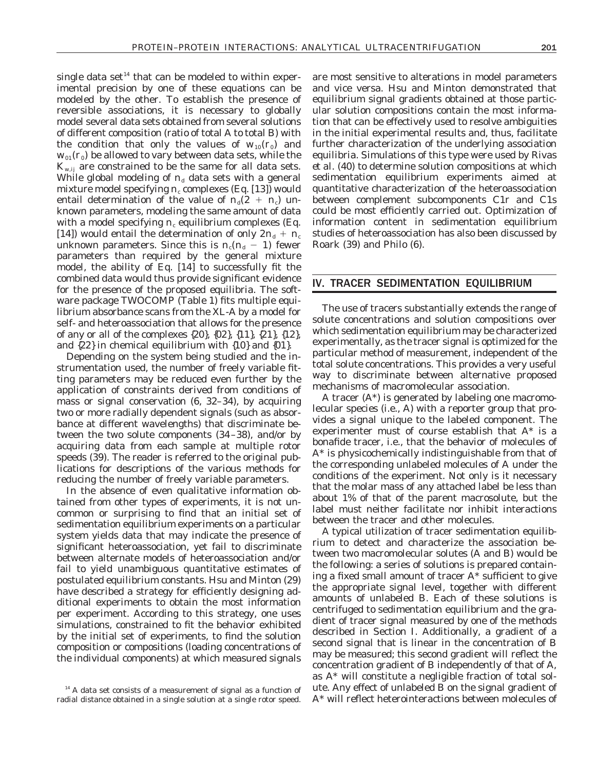single data set[14] that can be modeled to within experimental precision by one of these equations can be modeled by the other. To establish the presence of reversible associations, it is necessary to globally model several data sets obtained from several solutions of different composition (ratio of total A to total B) with the condition that only the values of $w_{10}(r_0)$ and $w_{01}(r_0)$ be allowed to vary between data sets, while the $K_{w,ij}$ are constrained to be the same for all data sets. While global modeling of $n_d$ data sets with a general mixture model specifying $n_c$ complexes (Eq. [13]) would entail determination of the value of $n_d(2 + n_c)$ unknown parameters, modeling the same amount of data with a model specifying $n_c$ equilibrium complexes (Eq. [14]) would entail the determination of only $2n_d + n_c$ unknown parameters. Since this is $n_c(n_d - 1)$ fewer parameters than required by the general mixture model, the ability of Eq. [14] to successfully fit the combined data would thus provide significant evidence for the presence of the proposed equilibria. The software package TWOCOMP (Table 1) fits multiple equilibrium absorbance scans from the XL-A by a model for self- and heteroassociation that allows for the presence of any or all of the complexes {20}, {02}, {11}, {21}, {12}, and {22} in chemical equilibrium with {10} and {01}.

Depending on the system being studied and the instrumentation used, the number of freely variable fitting parameters may be reduced even further by the application of constraints derived from conditions of mass or signal conservation (6, 32–34), by acquiring two or more radially dependent signals (such as absorbance at different wavelengths) that discriminate between the two solute components (34–38), and/or by acquiring data from each sample at multiple rotor speeds (39). The reader is referred to the original publications for descriptions of the various methods for reducing the number of freely variable parameters.

In the absence of even qualitative information obtained from other types of experiments, it is not uncommon or surprising to find that an initial set of sedimentation equilibrium experiments on a particular system yields data that may indicate the presence of significant heteroassociation, yet fail to discriminate between alternate models of heteroassociation and/or fail to yield unambiguous quantitative estimates of postulated equilibrium constants. Hsu and Minton (29) have described a strategy for efficiently designing additional experiments to obtain the most information per experiment. According to this strategy, one uses simulations, constrained to fit the behavior exhibited by the initial set of experiments, to find the solution composition or compositions (loading concentrations of the individual components) at which measured signals are most sensitive to alterations in model parameters and vice versa. Hsu and Minton demonstrated that equilibrium signal gradients obtained at those particular solution compositions contain the most information that can be effectively used to resolve ambiguities in the initial experimental results and, thus, facilitate further characterization of the underlying association equilibria. Simulations of this type were used by Rivas *et al.* (40) to determine solution compositions at which sedimentation equilibrium experiments aimed at quantitative characterization of the heteroassociation between complement subcomponents C1r and C1s could be most efficiently carried out. Optimization of information content in sedimentation equilibrium studies of heteroassociation has also been discussed by Roark (39) and Philo (6).

[14] A data set consists of a measurement of signal as a function of radial distance obtained in a single solution at a single rotor speed.

## IV. TRACER SEDIMENTATION EQUILIBRIUM

The use of tracers substantially extends the range of solute concentrations and solution compositions over which sedimentation equilibrium may be characterized experimentally, as the tracer signal is optimized for the particular method of measurement, independent of the total solute concentrations. This provides a very useful way to discriminate between alternative proposed mechanisms of macromolecular association.

A tracer (A*) is generated by labeling one macromolecular species (i.e., A) with a reporter group that provides a signal unique to the labeled component. The experimenter must of course establish that A* is a bonafide tracer, i.e., that the behavior of molecules of A* is physicochemically indistinguishable from that of the corresponding unlabeled molecules of A under the conditions of the experiment. Not only is it necessary that the molar mass of any attached label be less than about 1% of that of the parent macrosolute, but the label must neither facilitate nor inhibit interactions between the tracer and other molecules.

A typical utilization of tracer sedimentation equilibrium to detect and characterize the association between two macromolecular solutes (A and B) would be the following: a series of solutions is prepared containing a fixed small amount of tracer A* sufficient to give the appropriate signal level, together with different amounts of unlabeled B. Each of these solutions is centrifuged to sedimentation equilibrium and the gradient of tracer signal measured by one of the methods described in Section I. Additionally, a gradient of a second signal that is linear in the concentration of B may be measured; this second gradient will reflect the concentration gradient of B independently of that of A, as A* will constitute a negligible fraction of total solute. Any effect of unlabeled B on the signal gradient of A* will reflect heterointeractions between molecules of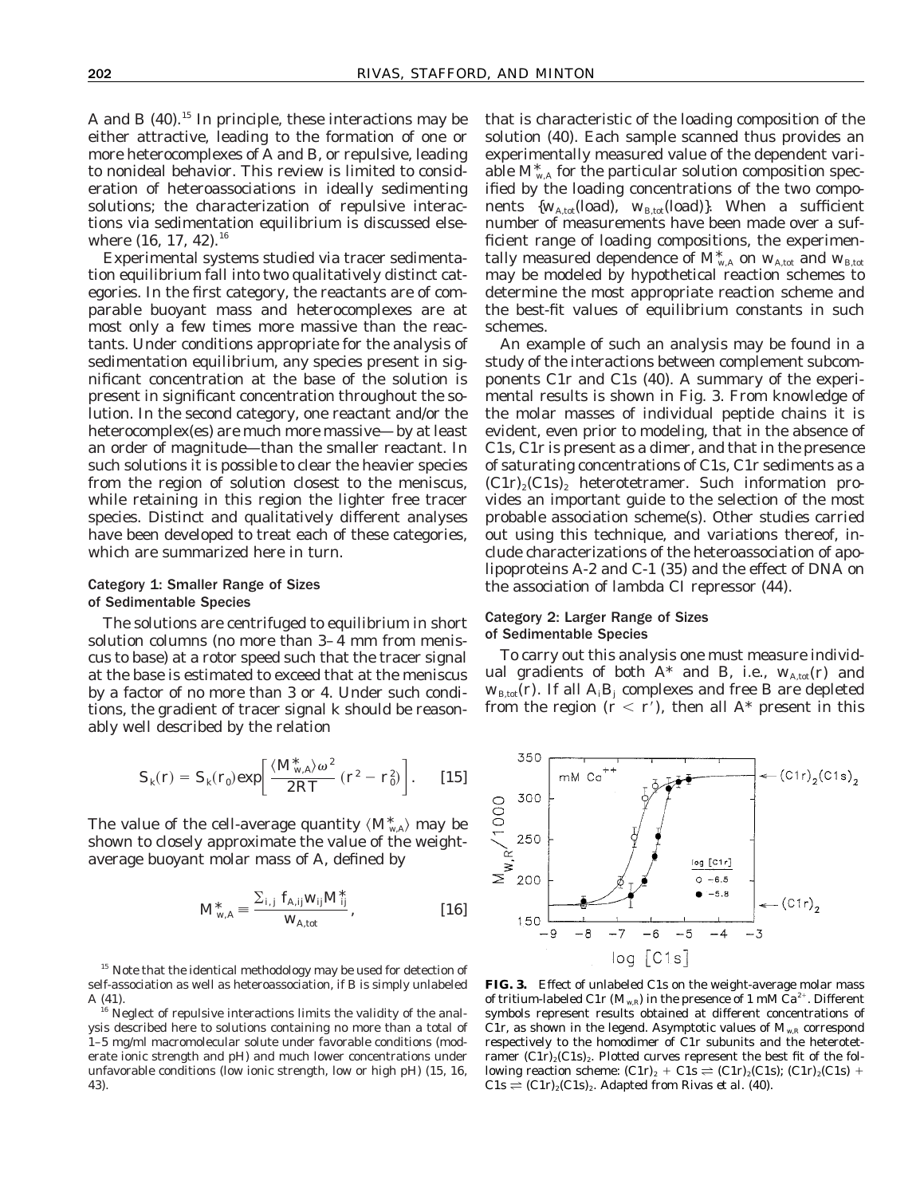A and B (40).[15] In principle, these interactions may be either attractive, leading to the formation of one or more heterocomplexes of A and B, or repulsive, leading to nonideal behavior. This review is limited to consideration of heteroassociations in ideally sedimenting solutions; the characterization of repulsive interactions via sedimentation equilibrium is discussed elsewhere (16, 17, 42).[16]

Experimental systems studied via tracer sedimentation equilibrium fall into two qualitatively distinct categories. In the first category, the reactants are of comparable buoyant mass and heterocomplexes are at most only a few times more massive than the reactants. Under conditions appropriate for the analysis of sedimentation equilibrium, any species present in significant concentration at the base of the solution is present in significant concentration throughout the solution. In the second category, one reactant and/or the heterocomplex(es) are much more massive—by at least an order of magnitude—than the smaller reactant. In such solutions it is possible to clear the heavier species from the region of solution closest to the meniscus, while retaining in this region the lighter free tracer species. Distinct and qualitatively different analyses have been developed to treat each of these categories, which are summarized here in turn.

### Category 1: Smaller Range of Sizes of Sedimentable Species

The solutions are centrifuged to equilibrium in short solution columns (no more than 3–4 mm from meniscus to base) at a rotor speed such that the tracer signal at the base is estimated to exceed that at the meniscus by a factor of no more than 3 or 4. Under such conditions, the gradient of tracer signal k should be reasonably well described by the relation

$$S_k(r) = S_k(r_0)\exp\left[\frac{\langle M^*_{w,A}\rangle\omega^2}{2RT}(r^2 - r_0^2)\right]. \quad [15]$$

The value of the cell-average quantity $\langle M^*_{w,A}\rangle$ may be shown to closely approximate the value of the weight-average buoyant molar mass of A, defined by

$$M^*_{w,A} \equiv \frac{\sum_{i,j} f_{A,ij} w_{ij} M^*_{ij}}{w_{A,tot}}, \quad [16]$$

that is characteristic of the loading composition of the solution (40). Each sample scanned thus provides an experimentally measured value of the dependent variable $M^*_{w,A}$ for the particular solution composition specified by the loading concentrations of the two components $\{w_{A,tot}(\text{load}),\ w_{B,tot}(\text{load})\}$. When a sufficient number of measurements have been made over a sufficient range of loading compositions, the experimentally measured dependence of $M^*_{w,A}$ on $w_{A,tot}$ and $w_{B,tot}$ may be modeled by hypothetical reaction schemes to determine the most appropriate reaction scheme and the best-fit values of equilibrium constants in such schemes.

An example of such an analysis may be found in a study of the interactions between complement subcomponents C1r and C1s (40). A summary of the experimental results is shown in Fig. 3. From knowledge of the molar masses of individual peptide chains it is evident, even prior to modeling, that in the absence of C1s, C1r is present as a dimer, and that in the presence of saturating concentrations of C1s, C1r sediments as a $(C1r)_2(C1s)_2$ heterotetramer. Such information provides an important guide to the selection of the most probable association scheme(s). Other studies carried out using this technique, and variations thereof, include characterizations of the heteroassociation of apolipoproteins A-2 and C-1 (35) and the effect of DNA on the association of lambda CI repressor (44).

### Category 2: Larger Range of Sizes of Sedimentable Species

To carry out this analysis one must measure individual gradients of both A* and B, i.e., $w_{A,tot}(r)$ and $w_{B,tot}(r)$. If all $A_iB_j$ complexes and free B are depleted from the region $(r < r')$, then all A* present in this

**FIG. 3.** Effect of unlabeled C1s on the weight-average molar mass of tritium-labeled C1r ($M_{w,R}$) in the presence of 1 mM $Ca^{2+}$. Different symbols represent results obtained at different concentrations of C1r, as shown in the legend. Asymptotic values of $M_{w,R}$ correspond respectively to the homodimer of C1r subunits and the heterotetramer $(C1r)_2(C1s)_2$. Plotted curves represent the best fit of the following reaction scheme: $(C1r)_2 + C1s \rightleftharpoons (C1r)_2(C1s)$; $(C1r)_2(C1s) + C1s \rightleftharpoons (C1r)_2(C1s)_2$. Adapted from Rivas *et al.* (40).

[15] Note that the identical methodology may be used for detection of self-association as well as heteroassociation, if B is simply unlabeled A (41).

[16] Neglect of repulsive interactions limits the validity of the analysis described here to solutions containing no more than a total of 1–5 mg/ml macromolecular solute under favorable conditions (moderate ionic strength and pH) and much lower concentrations under unfavorable conditions (low ionic strength, low or high pH) (15, 16, 43).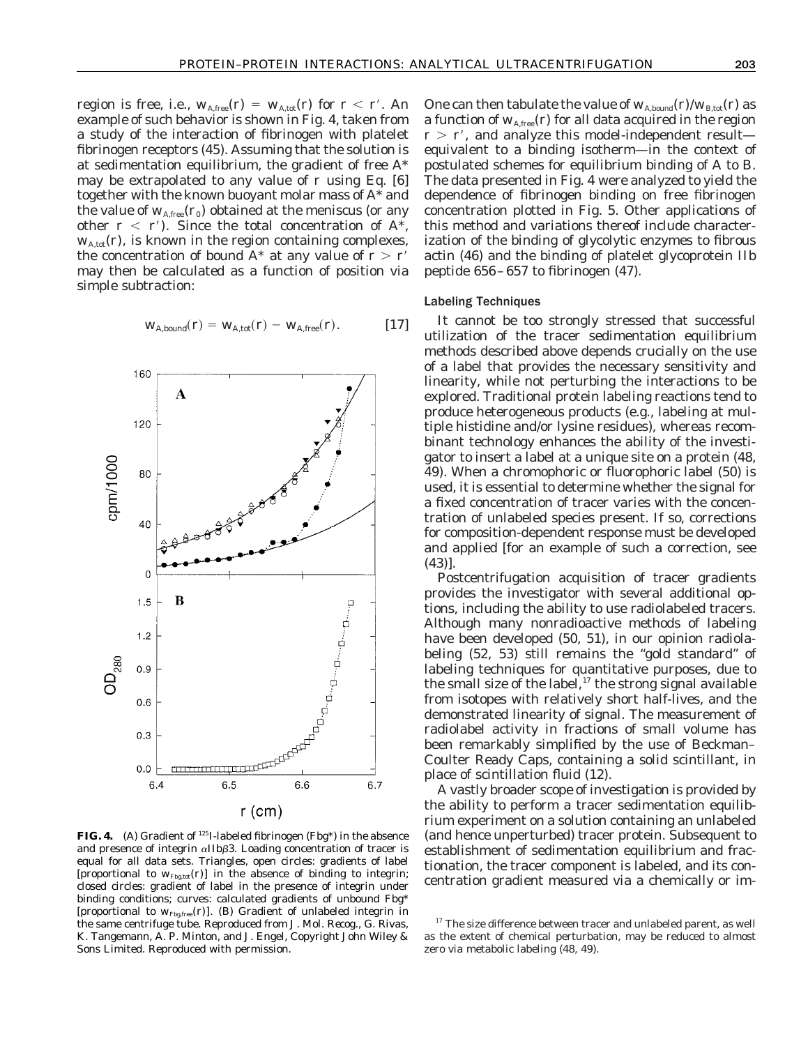region is free, i.e., $w_{A,free}(r) = w_{A,tot}(r)$ for $r < r'$. An example of such behavior is shown in Fig. 4, taken from a study of the interaction of fibrinogen with platelet fibrinogen receptors (45). Assuming that the solution is at sedimentation equilibrium, the gradient of free A* may be extrapolated to any value of r using Eq. [6] together with the known buoyant molar mass of A* and the value of $w_{A,free}(r_0)$ obtained at the meniscus (or any other $r < r'$). Since the total concentration of A*, $w_{A,tot}(r)$, is known in the region containing complexes, the concentration of bound A* at any value of $r > r'$ may then be calculated as a function of position via simple subtraction:

$$w_{A,bound}(r) = w_{A,tot}(r) - w_{A,free}(r). \qquad [17]$$

**FIG. 4.** (A) Gradient of $^{125}$I-labeled fibrinogen (Fbg*) in the absence and presence of integrin $\alpha$IIb$\beta$3. Loading concentration of tracer is equal for all data sets. Triangles, open circles: gradients of label [proportional to $w_{Fbg,tot}(r)$] in the absence of binding to integrin; closed circles: gradient of label in the presence of integrin under binding conditions; curves: calculated gradients of unbound Fbg* [proportional to $w_{Fbg,free}(r)$]. (B) Gradient of unlabeled integrin in the same centrifuge tube. Reproduced from J. Mol. Recog., G. Rivas, K. Tangemann, A. P. Minton, and J. Engel, Copyright John Wiley & Sons Limited. Reproduced with permission.

One can then tabulate the value of $w_{A,bound}(r)/w_{B,tot}(r)$ as a function of $w_{A,free}(r)$ for all data acquired in the region $r > r'$, and analyze this model-independent result—equivalent to a binding isotherm—in the context of postulated schemes for equilibrium binding of A to B. The data presented in Fig. 4 were analyzed to yield the dependence of fibrinogen binding on free fibrinogen concentration plotted in Fig. 5. Other applications of this method and variations thereof include characterization of the binding of glycolytic enzymes to fibrous actin (46) and the binding of platelet glycoprotein IIb peptide 656–657 to fibrinogen (47).

### Labeling Techniques

It cannot be too strongly stressed that successful utilization of the tracer sedimentation equilibrium methods described above depends crucially on the use of a label that provides the necessary sensitivity and linearity, while not perturbing the interactions to be explored. Traditional protein labeling reactions tend to produce heterogeneous products (e.g., labeling at multiple histidine and/or lysine residues), whereas recombinant technology enhances the ability of the investigator to insert a label at a unique site on a protein (48, 49). When a chromophoric or fluorophoric label (50) is used, it is essential to determine whether the signal for a fixed concentration of tracer varies with the concentration of unlabeled species present. If so, corrections for composition-dependent response must be developed and applied [for an example of such a correction, see (43)].

Postcentrifugation acquisition of tracer gradients provides the investigator with several additional options, including the ability to use radiolabeled tracers. Although many nonradioactive methods of labeling have been developed (50, 51), in our opinion radiolabeling (52, 53) still remains the "gold standard" of labeling techniques for quantitative purposes, due to the small size of the label,[17] the strong signal available from isotopes with relatively short half-lives, and the demonstrated linearity of signal. The measurement of radiolabel activity in fractions of small volume has been remarkably simplified by the use of Beckman–Coulter Ready Caps, containing a solid scintillant, in place of scintillation fluid (12).

A vastly broader scope of investigation is provided by the ability to perform a tracer sedimentation equilibrium experiment on a solution containing an unlabeled (and hence unperturbed) tracer protein. Subsequent to establishment of sedimentation equilibrium and fractionation, the tracer component is labeled, and its concentration gradient measured via a chemically or im-

[17] The size difference between tracer and unlabeled parent, as well as the extent of chemical perturbation, may be reduced to almost zero via metabolic labeling (48, 49).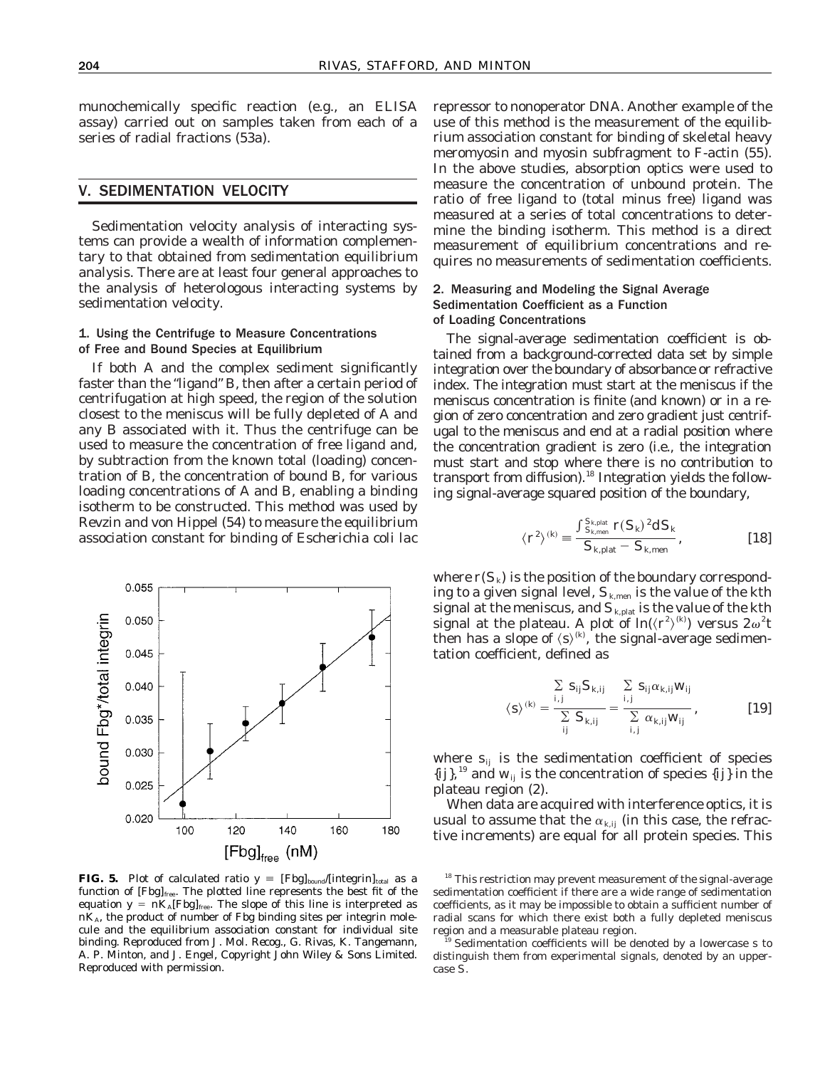munochemically specific reaction (e.g., an ELISA assay) carried out on samples taken from each of a series of radial fractions (53a).

## V. SEDIMENTATION VELOCITY

Sedimentation velocity analysis of interacting systems can provide a wealth of information complementary to that obtained from sedimentation equilibrium analysis. There are at least four general approaches to the analysis of heterologous interacting systems by sedimentation velocity.

### 1. Using the Centrifuge to Measure Concentrations of Free and Bound Species at Equilibrium

If both A and the complex sediment significantly faster than the "ligand" B, then after a certain period of centrifugation at high speed, the region of the solution closest to the meniscus will be fully depleted of A and any B associated with it. Thus the centrifuge can be used to measure the concentration of free ligand and, by subtraction from the known total (loading) concentration of B, the concentration of bound B, for various loading concentrations of A and B, enabling a binding isotherm to be constructed. This method was used by Revzin and von Hippel (54) to measure the equilibrium association constant for binding of *Escherichia coli lac* repressor to nonoperator DNA. Another example of the use of this method is the measurement of the equilibrium association constant for binding of skeletal heavy meromyosin and myosin subfragment to F-actin (55). In the above studies, absorption optics were used to measure the concentration of unbound protein. The ratio of free ligand to (total minus free) ligand was measured at a series of total concentrations to determine the binding isotherm. This method is a direct measurement of equilibrium concentrations and requires no measurements of sedimentation coefficients.

**FIG. 5.** Plot of calculated ratio $y \equiv [\text{Fbg}]_{\text{bound}}/[\text{integrin}]_{\text{total}}$ as a function of $[\text{Fbg}]_{\text{free}}$. The plotted line represents the best fit of the equation $y = nK_A[\text{Fbg}]_{\text{free}}$. The slope of this line is interpreted as $nK_A$, the product of number of Fbg binding sites per integrin molecule and the equilibrium association constant for individual site binding. Reproduced from *J. Mol. Recog.*, G. Rivas, K. Tangemann, A. P. Minton, and J. Engel, Copyright John Wiley & Sons Limited. Reproduced with permission.

### 2. Measuring and Modeling the Signal Average Sedimentation Coefficient as a Function of Loading Concentrations

The signal-average sedimentation coefficient is obtained from a background-corrected data set by simple integration over the boundary of absorbance or refractive index. The integration must start at the meniscus if the meniscus concentration is finite (and known) or in a region of zero concentration and zero gradient just centrifugal to the meniscus and end at a radial position where the concentration gradient is zero (i.e., the integration must start and stop where there is no contribution to transport from diffusion).[18] Integration yields the following signal-average squared position of the boundary,

$$\langle r^2 \rangle^{(k)} \equiv \frac{\int_{S_{k,\text{men}}}^{S_{k,\text{plat}}} r(S_k)^2 dS_k}{S_{k,\text{plat}} - S_{k,\text{men}}}, \qquad [18]$$

where $r(S_k)$ is the position of the boundary corresponding to a given signal level, $S_{k,\text{men}}$ is the value of the $k$th signal at the meniscus, and $S_{k,\text{plat}}$ is the value of the $k$th signal at the plateau. A plot of $\ln(\langle r^2 \rangle^{(k)})$ versus $2\omega^2 t$ then has a slope of $\langle s \rangle^{(k)}$, the signal-average sedimentation coefficient, defined as

$$\langle s \rangle^{(k)} = \frac{\sum_{i,j} s_{ij} S_{k,ij}}{\sum_{ij} S_{k,ij}} = \frac{\sum_{i,j} s_{ij} \alpha_{k,ij} w_{ij}}{\sum_{i,j} \alpha_{k,ij} w_{ij}}, \qquad [19]$$

where $s_{ij}$ is the sedimentation coefficient of species $\{ij\}$,[19] and $w_{ij}$ is the concentration of species $\{ij\}$ in the plateau region (2).

When data are acquired with interference optics, it is usual to assume that the $\alpha_{k,ij}$ (in this case, the refractive increments) are equal for all protein species. This

[18] This restriction may prevent measurement of the signal-average sedimentation coefficient if there are a wide range of sedimentation coefficients, as it may be impossible to obtain a sufficient number of radial scans for which there exist both a fully depleted meniscus region and a measurable plateau region.

[19] Sedimentation coefficients will be denoted by a lowercase s to distinguish them from experimental signals, denoted by an uppercase S.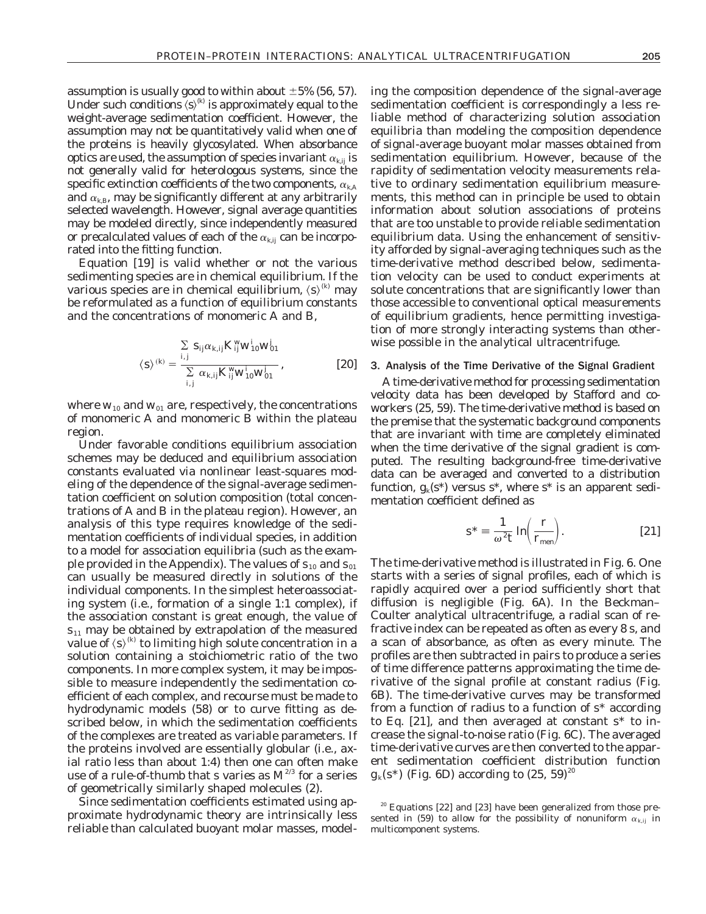assumption is usually good to within about ±5% (56, 57). Under such conditions $\langle s \rangle^{(k)}$ is approximately equal to the weight-average sedimentation coefficient. However, the assumption may not be quantitatively valid when one of the proteins is heavily glycosylated. When absorbance optics are used, the assumption of species invariant $\alpha_{k,ij}$ is not generally valid for heterologous systems, since the specific extinction coefficients of the two components, $\alpha_{k,A}$ and $\alpha_{k,B}$, may be significantly different at any arbitrarily selected wavelength. However, signal average quantities may be modeled directly, since independently measured or precalculated values of each of the $\alpha_{k,ij}$ can be incorporated into the fitting function.

Equation [19] is valid whether or not the various sedimenting species are in chemical equilibrium. If the various species are in chemical equilibrium, $\langle s \rangle^{(k)}$ may be reformulated as a function of equilibrium constants and the concentrations of monomeric A and B,

$$\langle s \rangle^{(k)} = \frac{\sum_{i,j} s_{ij} \alpha_{k,ij} K_{ij}^{w} w_{10}^{i} w_{01}^{j}}{\sum_{i,j} \alpha_{k,ij} K_{ij}^{w} w_{10}^{i} w_{01}^{j}}, \qquad [20]$$

where $w_{10}$ and $w_{01}$ are, respectively, the concentrations of monomeric A and monomeric B within the plateau region.

Under favorable conditions equilibrium association schemes may be deduced and equilibrium association constants evaluated via nonlinear least-squares modeling of the dependence of the signal-average sedimentation coefficient on solution composition (total concentrations of A and B in the plateau region). However, an analysis of this type requires knowledge of the sedimentation coefficients of individual species, in addition to a model for association equilibria (such as the example provided in the Appendix). The values of $s_{10}$ and $s_{01}$ can usually be measured directly in solutions of the individual components. In the simplest heteroassociating system (i.e., formation of a single 1:1 complex), if the association constant is great enough, the value of $s_{11}$ may be obtained by extrapolation of the measured value of $\langle s \rangle^{(k)}$ to limiting high solute concentration in a solution containing a stoichiometric ratio of the two components. In more complex system, it may be impossible to measure independently the sedimentation coefficient of each complex, and recourse must be made to hydrodynamic models (58) or to curve fitting as described below, in which the sedimentation coefficients of the complexes are treated as variable parameters. If the proteins involved are essentially globular (i.e., axial ratio less than about 1:4) then one can often make use of a rule-of-thumb that s varies as $M^{2/3}$ for a series of geometrically similary shaped molecules (2).

Since sedimentation coefficients estimated using approximate hydrodynamic theory are intrinsically less reliable than calculated buoyant molar masses, modeling the composition dependence of the signal-average sedimentation coefficient is correspondingly a less reliable method of characterizing solution association equilibria than modeling the composition dependence of signal-average buoyant molar masses obtained from sedimentation equilibrium. However, because of the rapidity of sedimentation velocity measurements relative to ordinary sedimentation equilibrium measurements, this method can in principle be used to obtain information about solution associations of proteins that are too unstable to provide reliable sedimentation equilibrium data. Using the enhancement of sensitivity afforded by signal-averaging techniques such as the time-derivative method described below, sedimentation velocity can be used to conduct experiments at solute concentrations that are significantly lower than those accessible to conventional optical measurements of equilibrium gradients, hence permitting investigation of more strongly interacting systems than otherwise possible in the analytical ultracentrifuge.

### 3. Analysis of the Time Derivative of the Signal Gradient

A time-derivative method for processing sedimentation velocity data has been developed by Stafford and coworkers (25, 59). The time-derivative method is based on the premise that the systematic background components that are invariant with time are completely eliminated when the time derivative of the signal gradient is computed. The resulting background-free time-derivative data can be averaged and converted to a distribution function, $g_k(s^*)$ versus $s^*$, where $s^*$ is an apparent sedimentation coefficient defined as

$$s^* \equiv \frac{1}{\omega^2 t} \ln\left(\frac{r}{r_{men}}\right). \qquad [21]$$

The time-derivative method is illustrated in Fig. 6. One starts with a series of signal profiles, each of which is rapidly acquired over a period sufficiently short that diffusion is negligible (Fig. 6A). In the Beckman–Coulter analytical ultracentrifuge, a radial scan of refractive index can be repeated as often as every 8 s, and a scan of absorbance, as often as every minute. The profiles are then subtracted in pairs to produce a series of time difference patterns approximating the time derivative of the signal profile at constant radius (Fig. 6B). The time-derivative curves may be transformed from a function of radius to a function of $s^*$ according to Eq. [21], and then averaged at constant $s^*$ to increase the signal-to-noise ratio (Fig. 6C). The averaged time-derivative curves are then converted to the apparent sedimentation coefficient distribution function $g_k(s^*)$ (Fig. 6D) according to (25, 59)[20]

[20] Equations [22] and [23] have been generalized from those presented in (59) to allow for the possibility of nonuniform $\alpha_{k,ij}$ in multicomponent systems.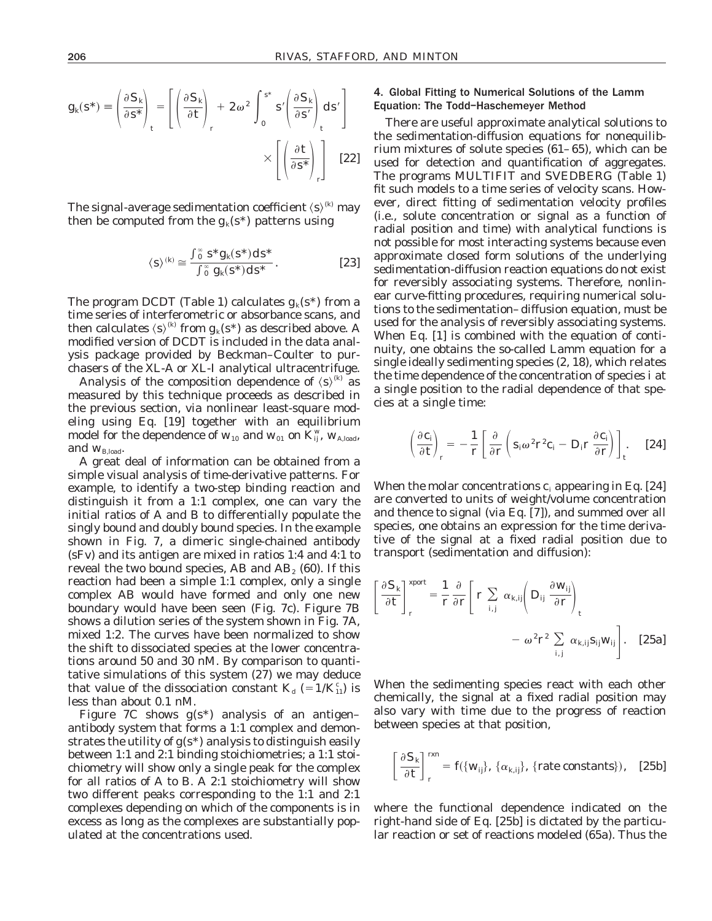$$g_k(s^*) \equiv \left(\frac{\partial S_k}{\partial s^*}\right)_t = \left[\left(\frac{\partial S_k}{\partial t}\right)_r + 2\omega^2 \int_0^{s^*} s'\left(\frac{\partial S_k}{\partial s'}\right)_t ds'\right] \times \left[\left(\frac{\partial t}{\partial s^*}\right)_r\right] \quad [22]$$

The signal-average sedimentation coefficient $\langle s \rangle^{(k)}$ may then be computed from the $g_k(s^*)$ patterns using

$$\langle s \rangle^{(k)} \cong \frac{\int_0^\infty s^* g_k(s^*) ds^*}{\int_0^\infty g_k(s^*) ds^*}. \quad [23]$$

The program DCDT (Table 1) calculates $g_k(s^*)$ from a time series of interferometric or absorbance scans, and then calculates $\langle s \rangle^{(k)}$ from $g_k(s^*)$ as described above. A modified version of DCDT is included in the data analysis package provided by Beckman–Coulter to purchasers of the XL-A or XL-I analytical ultracentrifuge.

Analysis of the composition dependence of $\langle s \rangle^{(k)}$ as measured by this technique proceeds as described in the previous section, via nonlinear least-square modeling using Eq. [19] together with an equilibrium model for the dependence of $w_{10}$ and $w_{01}$ on $K^w_{ij}$, $w_{A,load}$, and $w_{B,load}$.

A great deal of information can be obtained from a simple visual analysis of time-derivative patterns. For example, to identify a two-step binding reaction and distinguish it from a 1:1 complex, one can vary the initial ratios of A and B to differentially populate the singly bound and doubly bound species. In the example shown in Fig. 7, a dimeric single-chained antibody (sFv) and its antigen are mixed in ratios 1:4 and 4:1 to reveal the two bound species, AB and $AB_2$ (60). If this reaction had been a simple 1:1 complex, only a single complex AB would have formed and only one new boundary would have been seen (Fig. 7c). Figure 7B shows a dilution series of the system shown in Fig. 7A, mixed 1:2. The curves have been normalized to show the shift to dissociated species at the lower concentrations around 50 and 30 nM. By comparison to quantitative simulations of this system (27) we may deduce that value of the dissociation constant $K_d$ $(=1/K^c_{11})$ is less than about 0.1 nM.

Figure 7C shows $g(s^*)$ analysis of an antigen–antibody system that forms a 1:1 complex and demonstrates the utility of $g(s^*)$ analysis to distinguish easily between 1:1 and 2:1 binding stoichiometries; a 1:1 stoichiometry will show only a single peak for the complex for all ratios of A to B. A 2:1 stoichiometry will show two different peaks corresponding to the 1:1 and 2:1 complexes depending on which of the components is in excess as long as the complexes are substantially populated at the concentrations used.

### 4. Global Fitting to Numerical Solutions of the Lamm Equation: The Todd–Haschemeyer Method

There are useful approximate analytical solutions to the sedimentation-diffusion equations for nonequilibrium mixtures of solute species (61–65), which can be used for detection and quantification of aggregates. The programs MULTIFIT and SVEDBERG (Table 1) fit such models to a time series of velocity scans. However, direct fitting of sedimentation velocity profiles (i.e., solute concentration or signal as a function of radial position and time) with analytical functions is not possible for most interacting systems because even approximate closed form solutions of the underlying sedimentation-diffusion reaction equations do not exist for reversibly associating systems. Therefore, nonlinear curve-fitting procedures, requiring numerical solutions to the sedimentation–diffusion equation, must be used for the analysis of reversibly associating systems. When Eq. [1] is combined with the equation of continuity, one obtains the so-called Lamm equation for a single ideally sedimenting species (2, 18), which relates the time dependence of the concentration of species $i$ at a single position to the radial dependence of that species at a single time:

$$\left(\frac{\partial c_i}{\partial t}\right)_r = -\frac{1}{r}\left[\frac{\partial}{\partial r}\left(s_i \omega^2 r^2 c_i - D_i r \frac{\partial c_i}{\partial r}\right)\right]_t. \quad [24]$$

When the molar concentrations $c_i$ appearing in Eq. [24] are converted to units of weight/volume concentration and thence to signal (via Eq. [7]), and summed over all species, one obtains an expression for the time derivative of the signal at a fixed radial position due to transport (sedimentation and diffusion):

$$\left[\frac{\partial S_k}{\partial t}\right]_r^{xport} = \frac{1}{r}\frac{\partial}{\partial r}\left[r \sum_{i,j} \alpha_{k,ij}\left(D_{ij}\frac{\partial w_{ij}}{\partial r}\right)_t - \omega^2 r^2 \sum_{i,j} \alpha_{k,ij} s_{ij} w_{ij}\right]. \quad [25a]$$

When the sedimenting species react with each other chemically, the signal at a fixed radial position may also vary with time due to the progress of reaction between species at that position,

$$\left[\frac{\partial S_k}{\partial t}\right]_r^{rxn} = f(\{w_{ij}\}, \{\alpha_{k,ij}\}, \{\text{rate constants}\}), \quad [25b]$$

where the functional dependence indicated on the right-hand side of Eq. [25b] is dictated by the particular reaction or set of reactions modeled (65a). Thus the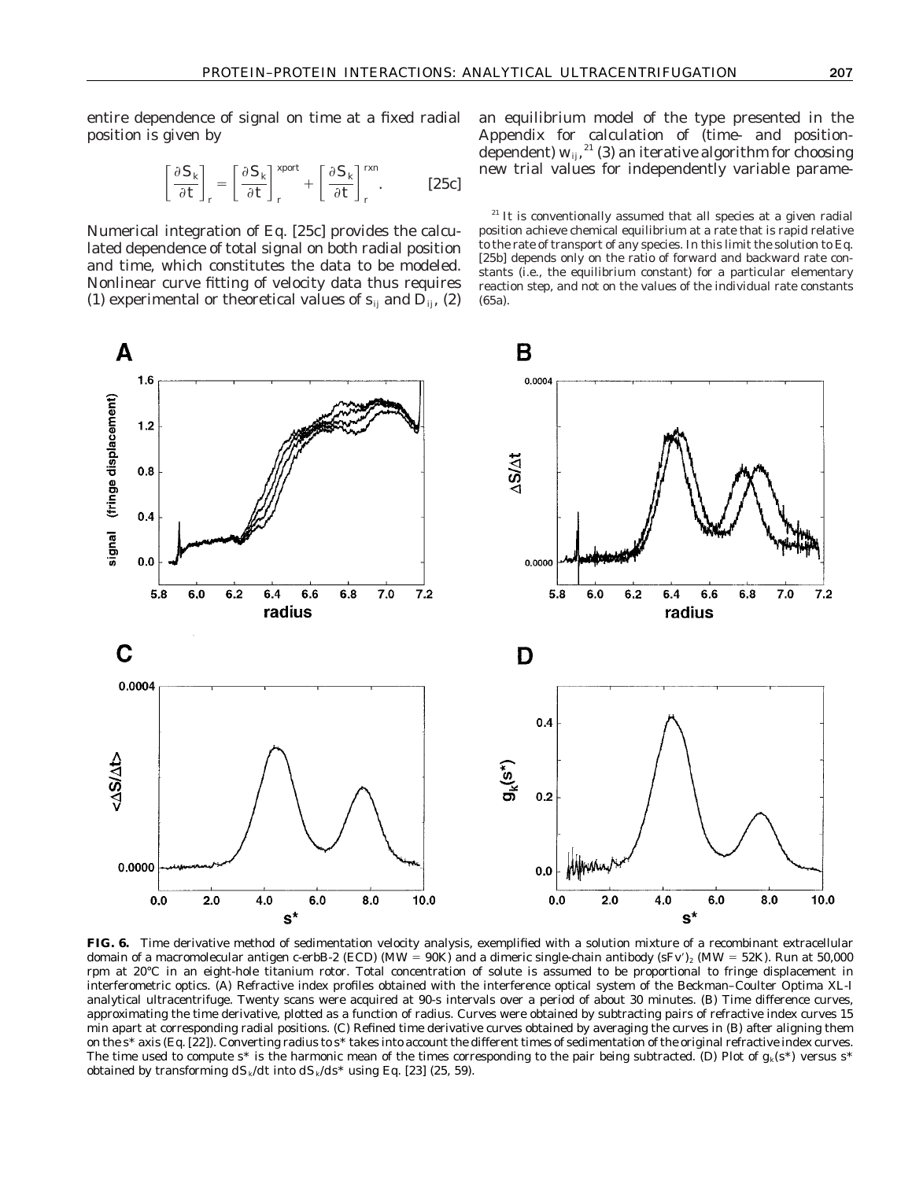entire dependence of signal on time at a fixed radial position is given by

$$\left[\frac{\partial S_k}{\partial t}\right]_r = \left[\frac{\partial S_k}{\partial t}\right]_r^{xport} + \left[\frac{\partial S_k}{\partial t}\right]_r^{rxn}. \qquad [25c]$$

Numerical integration of Eq. [25c] provides the calculated dependence of total signal on both radial position and time, which constitutes the data to be modeled. Nonlinear curve fitting of velocity data thus requires (1) experimental or theoretical values of $s_{ij}$ and $D_{ij}$, (2) an equilibrium model of the type presented in the Appendix for calculation of (time- and position-dependent) $w_{ij}$,[21] (3) an iterative algorithm for choosing new trial values for independently variable parame-

[21] It is conventionally assumed that all species at a given radial position achieve chemical equilibrium at a rate that is rapid relative to the rate of transport of any species. In this limit the solution to Eq. [25b] depends only on the ratio of forward and backward rate constants (i.e., the equilibrium constant) for a particular elementary reaction step, and not on the values of the individual rate constants (65a).

**FIG. 6.** Time derivative method of sedimentation velocity analysis, exemplified with a solution mixture of a recombinant extracellular domain of a macromolecular antigen c-erbB-2 (ECD) (MW = 90K) and a dimeric single-chain antibody $(sFv')_2$ (MW = 52K). Run at 50,000 rpm at 20°C in an eight-hole titanium rotor. Total concentration of solute is assumed to be proportional to fringe displacement in interferometric optics. (A) Refractive index profiles obtained with the interference optical system of the Beckman–Coulter Optima XL-I analytical ultracentrifuge. Twenty scans were acquired at 90-s intervals over a period of about 30 minutes. (B) Time difference curves, approximating the time derivative, plotted as a function of radius. Curves were obtained by subtracting pairs of refractive index curves 15 min apart at corresponding radial positions. (C) Refined time derivative curves obtained by averaging the curves in (B) after aligning them on the $s^*$ axis (Eq. [22]). Converting radius to $s^*$ takes into account the different times of sedimentation of the original refractive index curves. The time used to compute $s^*$ is the harmonic mean of the times corresponding to the pair being subtracted. (D) Plot of $g_k(s^*)$ versus $s^*$ obtained by transforming $dS_k/dt$ into $dS_k/ds^*$ using Eq. [23] (25, 59).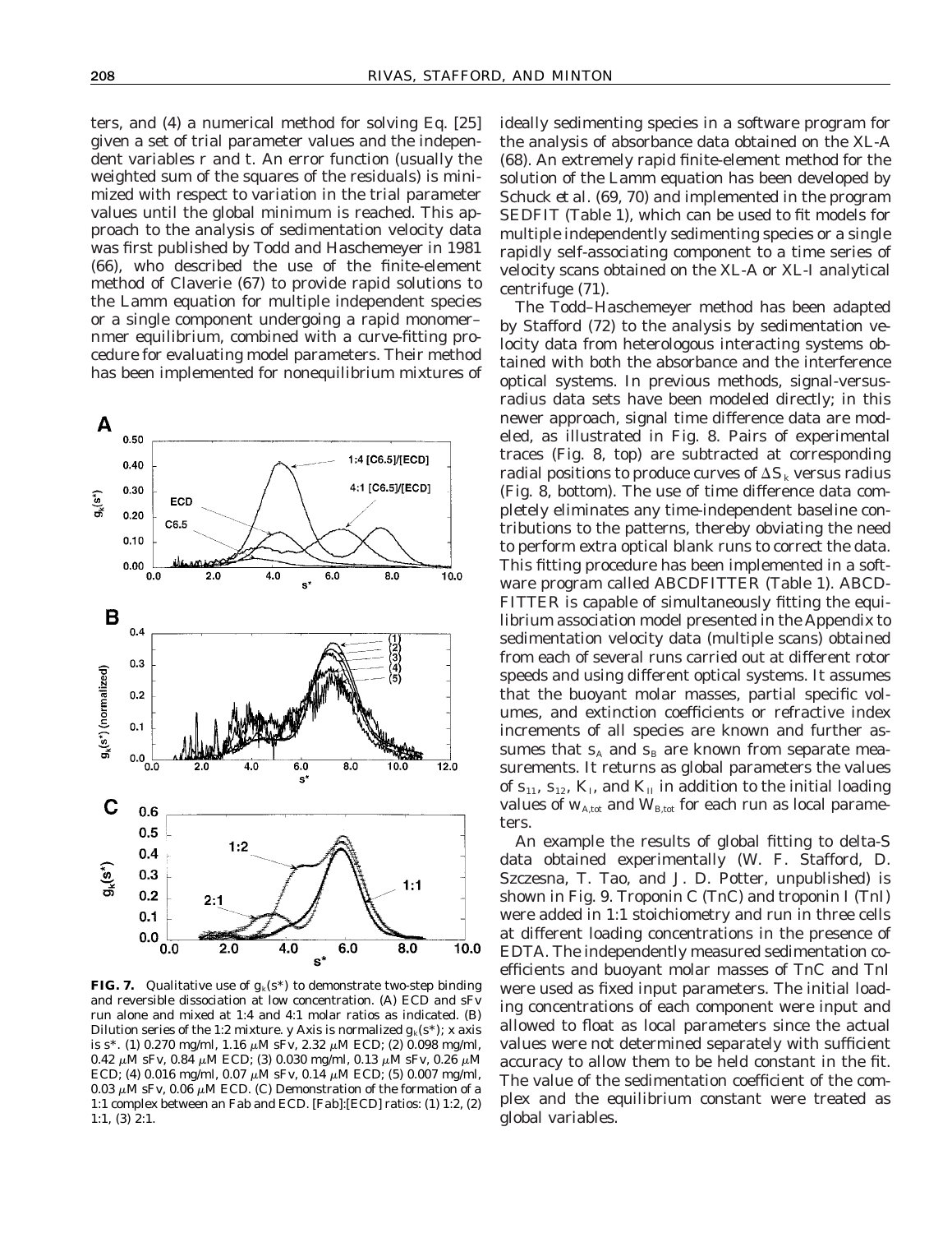ters, and (4) a numerical method for solving Eq. [25] given a set of trial parameter values and the independent variables r and t. An error function (usually the weighted sum of the squares of the residuals) is minimized with respect to variation in the trial parameter values until the global minimum is reached. This approach to the analysis of sedimentation velocity data was first published by Todd and Haschemeyer in 1981 (66), who described the use of the finite-element method of Claverie (67) to provide rapid solutions to the Lamm equation for multiple independent species or a single component undergoing a rapid monomer–nmer equilibrium, combined with a curve-fitting procedure for evaluating model parameters. Their method has been implemented for nonequilibrium mixtures of ideally sedimenting species in a software program for the analysis of absorbance data obtained on the XL-A (68). An extremely rapid finite-element method for the solution of the Lamm equation has been developed by Schuck *et al.* (69, 70) and implemented in the program SEDFIT (Table 1), which can be used to fit models for multiple independently sedimenting species or a single rapidly self-associating component to a time series of velocity scans obtained on the XL-A or XL-I analytical centrifuge (71).

The Todd–Haschemeyer method has been adapted by Stafford (72) to the analysis by sedimentation velocity data from heterologous interacting systems obtained with both the absorbance and the interference optical systems. In previous methods, signal-versus-radius data sets have been modeled directly; in this newer approach, signal time difference data are modeled, as illustrated in Fig. 8. Pairs of experimental traces (Fig. 8, top) are subtracted at corresponding radial positions to produce curves of $\Delta S_k$ versus radius (Fig. 8, bottom). The use of time difference data completely eliminates any time-independent baseline contributions to the patterns, thereby obviating the need to perform extra optical blank runs to correct the data. This fitting procedure has been implemented in a software program called ABCDFITTER (Table 1). ABCDFITTER is capable of simultaneously fitting the equilibrium association model presented in the Appendix to sedimentation velocity data (multiple scans) obtained from each of several runs carried out at different rotor speeds and using different optical systems. It assumes that the buoyant molar masses, partial specific volumes, and extinction coefficients or refractive index increments of all species are known and further assumes that $s_A$ and $s_B$ are known from separate measurements. It returns as global parameters the values of $s_{11}$, $s_{12}$, $K_I$, and $K_{II}$ in addition to the initial loading values of $w_{A,tot}$ and $W_{B,tot}$ for each run as local parameters.

An example the results of global fitting to delta-S data obtained experimentally (W. F. Stafford, D. Szczesna, T. Tao, and J. D. Potter, unpublished) is shown in Fig. 9. Troponin C (TnC) and troponin I (TnI) were added in 1:1 stoichiometry and run in three cells at different loading concentrations in the presence of EDTA. The independently measured sedimentation coefficients and buoyant molar masses of TnC and TnI were used as fixed input parameters. The initial loading concentrations of each component were input and allowed to float as local parameters since the actual values were not determined separately with sufficient accuracy to allow them to be held constant in the fit. The value of the sedimentation coefficient of the complex and the equilibrium constant were treated as global variables.

**FIG. 7.** Qualitative use of $g_k(s^*)$ to demonstrate two-step binding and reversible dissociation at low concentration. (A) ECD and sFv run alone and mixed at 1:4 and 4:1 molar ratios as indicated. (B) Dilution series of the 1:2 mixture. y Axis is normalized $g_k(s^*)$; x axis is $s^*$. (1) 0.270 mg/ml, 1.16 μM sFv, 2.32 μM ECD; (2) 0.098 mg/ml, 0.42 μM sFv, 0.84 μM ECD; (3) 0.030 mg/ml, 0.13 μM sFv, 0.26 μM ECD; (4) 0.016 mg/ml, 0.07 μM sFv, 0.14 μM ECD; (5) 0.007 mg/ml, 0.03 μM sFv, 0.06 μM ECD. (C) Demonstration of the formation of a 1:1 complex between an Fab and ECD. [Fab]:[ECD] ratios: (1) 1:2, (2) 1:1, (3) 2:1.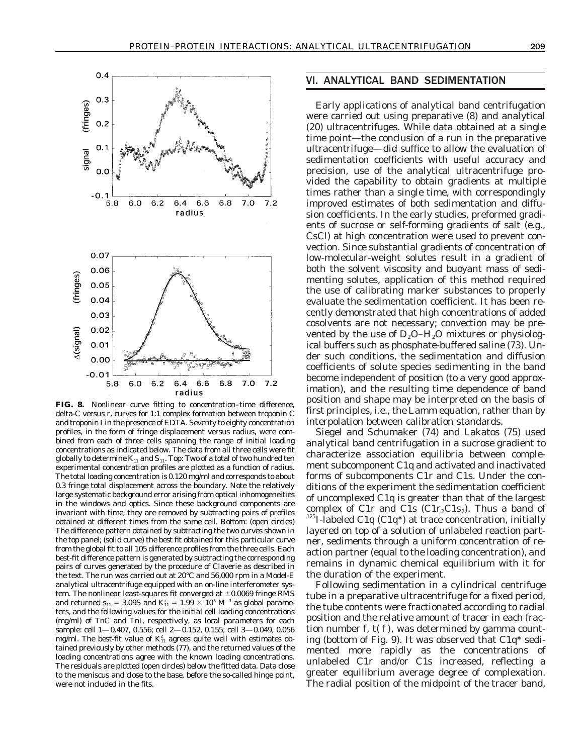**FIG. 8.** Nonlinear curve fitting to concentration–time difference, delta-C versus r, curves for 1:1 complex formation between troponin C and troponin I in the presence of EDTA. Seventy to eighty concentration profiles, in the form of fringe displacement versus radius, were combined from each of three cells spanning the range of initial loading concentrations as indicated below. The data from all three cells were fit globally to determine $K_{11}$ and $S_{11}$. Top: Two of a total of two hundred ten experimental concentration profiles are plotted as a function of radius. The total loading concentration is 0.120 mg/ml and corresponds to about 0.3 fringe total displacement across the boundary. Note the relatively large systematic background error arising from optical inhomogeneities in the windows and optics. Since these background components are invariant with time, they are removed by subtracting pairs of profiles obtained at different times from the same cell. Bottom: (open circles) The difference pattern obtained by subtracting the two curves shown in the top panel; (solid curve) the best fit obtained for this particular curve from the global fit to all 105 difference profiles from the three cells. Each best-fit difference pattern is generated by subtracting the corresponding pairs of curves generated by the procedure of Claverie as described in the text. The run was carried out at 20°C and 56,000 rpm in a Model-E analytical ultracentrifuge equipped with an on-line interferometer system. The nonlinear least-squares fit converged at ±0.0069 fringe RMS and returned $s_{11}$ = 3.09S and $K_{11}^c = 1.99 \times 10^5\ M^{-1}$ as global parameters, and the following values for the initial cell loading concentrations (mg/ml) of TnC and TnI, respectively, as local parameters for each sample: cell 1—0.407, 0.556; cell 2—0.152, 0.155; cell 3—0.049, 0.056 mg/ml. The best-fit value of $K_{11}^c$ agrees quite well with estimates obtained previously by other methods (77), and the returned values of the loading concentrations agree with the known loading concentrations. The residuals are plotted (open circles) below the fitted data. Data close to the meniscus and close to the base, before the so-called hinge point, were not included in the fits.

## VI. ANALYTICAL BAND SEDIMENTATION

Early applications of analytical band centrifugation were carried out using preparative (8) and analytical (20) ultracentrifuges. While data obtained at a single time point—the conclusion of a run in the preparative ultracentrifuge—did suffice to allow the evaluation of sedimentation coefficients with useful accuracy and precision, use of the analytical ultracentrifuge provided the capability to obtain gradients at multiple times rather than a single time, with correspondingly improved estimates of both sedimentation and diffusion coefficients. In the early studies, preformed gradients of sucrose or self-forming gradients of salt (e.g., CsCl) at high concentration were used to prevent convection. Since substantial gradients of concentration of low-molecular-weight solutes result in a gradient of both the solvent viscosity and buoyant mass of sedimenting solutes, application of this method required the use of calibrating marker substances to properly evaluate the sedimentation coefficient. It has been recently demonstrated that high concentrations of added cosolvents are not necessary; convection may be prevented by the use of $D_2O$–$H_2O$ mixtures or physiological buffers such as phosphate-buffered saline (73). Under such conditions, the sedimentation and diffusion coefficients of solute species sedimenting in the band become independent of position (to a very good approximation), and the resulting time dependence of band position and shape may be interpreted on the basis of first principles, i.e., the Lamm equation, rather than by interpolation between calibration standards.

Siegel and Schumaker (74) and Lakatos (75) used analytical band centrifugation in a sucrose gradient to characterize association equilibria between complement subcomponent C1q and activated and inactivated forms of subcomponents C1r and C1s. Under the conditions of the experiment the sedimentation coefficient of uncomplexed C1q is greater than that of the largest complex of C1r and C1s ($C1r_2C1s_2$). Thus a band of $^{125}$I-labeled C1q (C1q*) at trace concentration, initially layered on top of a solution of unlabeled reaction partner, sediments through a uniform concentration of reaction partner (equal to the loading concentration), and remains in dynamic chemical equilibrium with it for the duration of the experiment.

Following sedimentation in a cylindrical centrifuge tube in a preparative ultracentrifuge for a fixed period, the tube contents were fractionated according to radial position and the relative amount of tracer in each fraction number f, t(f), was determined by gamma counting (bottom of Fig. 9). It was observed that C1q* sedimented more rapidly as the concentrations of unlabeled C1r and/or C1s increased, reflecting a greater equilibrium average degree of complexation. The radial position of the midpoint of the tracer band,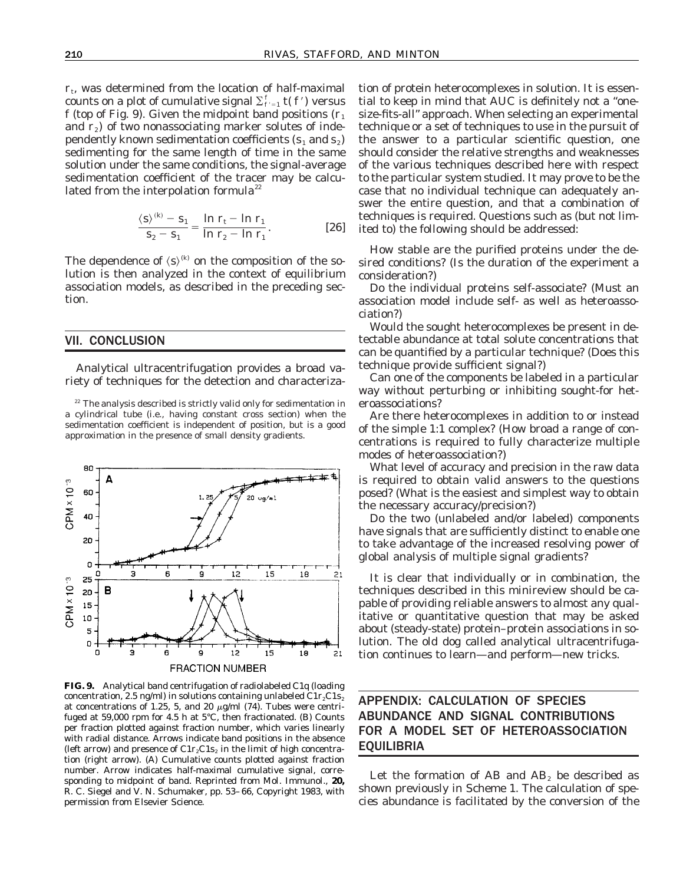$r_t$, was determined from the location of half-maximal counts on a plot of cumulative signal $\sum_{f'=1}^{f} t(f')$ versus $f$ (top of Fig. 9). Given the midpoint band positions ($r_1$ and $r_2$) of two nonassociating marker solutes of independently known sedimentation coefficients ($s_1$ and $s_2$) sedimenting for the same length of time in the same solution under the same conditions, the signal-average sedimentation coefficient of the tracer may be calculated from the interpolation formula[22]

$$\frac{\langle s \rangle^{(k)} - s_1}{s_2 - s_1} = \frac{\ln r_t - \ln r_1}{\ln r_2 - \ln r_1}. \quad [26]$$

The dependence of $\langle s \rangle^{(k)}$ on the composition of the solution is then analyzed in the context of equilibrium association models, as described in the preceding section.

[22] The analysis described is strictly valid only for sedimentation in a cylindrical tube (i.e., having constant cross section) when the sedimentation coefficient is independent of position, but is a good approximation in the presence of small density gradients.

A
CPM x 10^-3
80
60
40
20
0
1.25
5
20 ug/ml
0 3 6 9 12 15 18 21
B
CPM x 10^-3
25
20
15
10
5
0
0 3 6 9 12 15 18 21
FRACTION NUMBER

**FIG. 9.** Analytical band centrifugation of radiolabeled C1q (loading concentration, 2.5 ng/ml) in solutions containing unlabeled $C1r_2C1s_2$ at concentrations of 1.25, 5, and 20 $\mu$g/ml (74). Tubes were centrifuged at 59,000 rpm for 4.5 h at 5°C, then fractionated. (B) Counts per fraction plotted against fraction number, which varies linearly with radial distance. Arrows indicate band positions in the absence (left arrow) and presence of $C1r_2C1s_2$ in the limit of high concentration (right arrow). (A) Cumulative counts plotted against fraction number. Arrow indicates half-maximal cumulative signal, corresponding to midpoint of band. Reprinted from Mol. Immunol., **20,** R. C. Siegel and V. N. Schumaker, pp. 53–66, Copyright 1983, with permission from Elsevier Science.

## VII. CONCLUSION

Analytical ultracentrifugation provides a broad variety of techniques for the detection and characterization of protein heterocomplexes in solution. It is essential to keep in mind that AUC is definitely not a "one-size-fits-all" approach. When selecting an experimental technique or a set of techniques to use in the pursuit of the answer to a particular scientific question, one should consider the relative strengths and weaknesses of the various techniques described here with respect to the particular system studied. It may prove to be the case that no individual technique can adequately answer the entire question, and that a combination of techniques is required. Questions such as (but not limited to) the following should be addressed:

How stable are the purified proteins under the desired conditions? (Is the duration of the experiment a consideration?)

Do the individual proteins self-associate? (Must an association model include self- as well as heteroassociation?)

Would the sought heterocomplexes be present in detectable abundance at total solute concentrations that can be quantified by a particular technique? (Does this technique provide sufficient signal?)

Can one of the components be labeled in a particular way without perturbing or inhibiting sought-for heteroassociations?

Are there heterocomplexes in addition to or instead of the simple 1:1 complex? (How broad a range of concentrations is required to fully characterize multiple modes of heteroassociation?)

What level of accuracy and precision in the raw data is required to obtain valid answers to the questions posed? (What is the easiest and simplest way to obtain the necessary accuracy/precision?)

Do the two (unlabeled and/or labeled) components have signals that are sufficiently distinct to enable one to take advantage of the increased resolving power of global analysis of multiple signal gradients?

It is clear that individually or in combination, the techniques described in this minireview should be capable of providing reliable answers to almost any qualitative or quantitative question that may be asked about (steady-state) protein–protein associations in solution. The old dog called analytical ultracentrifugation continues to learn—and perform—new tricks.

## APPENDIX: CALCULATION OF SPECIES ABUNDANCE AND SIGNAL CONTRIBUTIONS FOR A MODEL SET OF HETEROASSOCIATION EQUILIBRIA

Let the formation of AB and $AB_2$ be described as shown previously in Scheme 1. The calculation of species abundance is facilitated by the conversion of the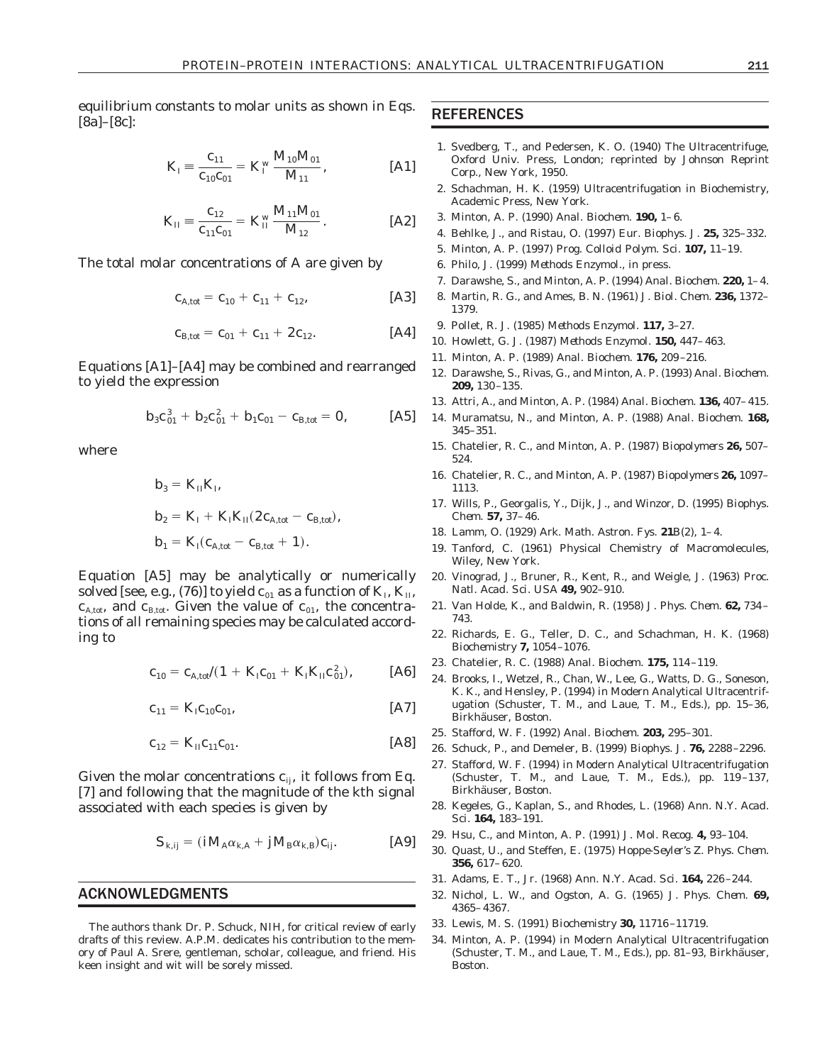equilibrium constants to molar units as shown in Eqs. [8a]–[8c]:

$$K_{I} \equiv \frac{c_{11}}{c_{10}c_{01}} = K_{I}^{w}\frac{M_{10}M_{01}}{M_{11}}, \qquad [A1]$$

$$K_{II} \equiv \frac{c_{12}}{c_{11}c_{01}} = K_{II}^{w}\frac{M_{11}M_{01}}{M_{12}}. \qquad [A2]$$

The total molar concentrations of A are given by

$$c_{A,tot} = c_{10} + c_{11} + c_{12}, \qquad [A3]$$

$$c_{B,tot} = c_{01} + c_{11} + 2c_{12}. \qquad [A4]$$

Equations [A1]–[A4] may be combined and rearranged to yield the expression

$$b_3c_{01}^3 + b_2c_{01}^2 + b_1c_{01} - c_{B,tot} = 0, \qquad [A5]$$

where

$$b_3 = K_{II}K_{I},$$

$$b_2 = K_{I} + K_{I}K_{II}(2c_{A,tot} - c_{B,tot}),$$

$$b_1 = K_{I}(c_{A,tot} - c_{B,tot} + 1).$$

Equation [A5] may be analytically or numerically solved [see, e.g., (76)] to yield $c_{01}$ as a function of $K_I$, $K_{II}$, $c_{A,tot}$, and $c_{B,tot}$. Given the value of $c_{01}$, the concentrations of all remaining species may be calculated according to

$$c_{10} = c_{A,tot}/(1 + K_{I}c_{01} + K_{I}K_{II}c_{01}^2), \qquad [A6]$$

$$c_{11} = K_{I}c_{10}c_{01}, \qquad [A7]$$

$$c_{12} = K_{II}c_{11}c_{01}. \qquad [A8]$$

Given the molar concentrations $c_{ij}$, it follows from Eq. [7] and following that the magnitude of the kth signal associated with each species is given by

$$S_{k,ij} = (iM_{A}\alpha_{k,A} + jM_{B}\alpha_{k,B})c_{ij}. \qquad [A9]$$

## ACKNOWLEDGMENTS

The authors thank Dr. P. Schuck, NIH, for critical review of early drafts of this review. A.P.M. dedicates his contribution to the memory of Paul A. Srere, gentleman, scholar, colleague, and friend. His keen insight and wit will be sorely missed.

## REFERENCES

1. Svedberg, T., and Pedersen, K. O. (1940) The Ultracentrifuge, Oxford Univ. Press, London; reprinted by Johnson Reprint Corp., New York, 1950.
2. Schachman, H. K. (1959) Ultracentrifugation in Biochemistry, Academic Press, New York.
3. Minton, A. P. (1990) *Anal. Biochem.* **190,** 1–6.
4. Behlke, J., and Ristau, O. (1997) *Eur. Biophys. J.* **25,** 325–332.
5. Minton, A. P. (1997) *Prog. Colloid Polym. Sci.* **107,** 11–19.
6. Philo, J. (1999) *Methods Enzymol.,* in press.
7. Darawshe, S., and Minton, A. P. (1994) *Anal. Biochem.* **220,** 1–4.
8. Martin, R. G., and Ames, B. N. (1961) *J. Biol. Chem.* **236,** 1372–1379.
9. Pollet, R. J. (1985) *Methods Enzymol.* **117,** 3–27.
10. Howlett, G. J. (1987) *Methods Enzymol.* **150,** 447–463.
11. Minton, A. P. (1989) *Anal. Biochem.* **176,** 209–216.
12. Darawshe, S., Rivas, G., and Minton, A. P. (1993) *Anal. Biochem.* **209,** 130–135.
13. Attri, A., and Minton, A. P. (1984) *Anal. Biochem.* **136,** 407–415.
14. Muramatsu, N., and Minton, A. P. (1988) *Anal. Biochem.* **168,** 345–351.
15. Chatelier, R. C., and Minton, A. P. (1987) *Biopolymers* **26,** 507–524.
16. Chatelier, R. C., and Minton, A. P. (1987) *Biopolymers* **26,** 1097–1113.
17. Wills, P., Georgalis, Y., Dijk, J., and Winzor, D. (1995) *Biophys. Chem.* **57,** 37–46.
18. Lamm, O. (1929) *Ark. Math. Astron. Fys.* **21**B(2), 1–4.
19. Tanford, C. (1961) Physical Chemistry of Macromolecules, Wiley, New York.
20. Vinograd, J., Bruner, R., Kent, R., and Weigle, J. (1963) *Proc. Natl. Acad. Sci. USA* **49,** 902–910.
21. Van Holde, K., and Baldwin, R. (1958) *J. Phys. Chem.* **62,** 734–743.
22. Richards, E. G., Teller, D. C., and Schachman, H. K. (1968) *Biochemistry* **7,** 1054–1076.
23. Chatelier, R. C. (1988) *Anal. Biochem.* **175,** 114–119.
24. Brooks, I., Wetzel, R., Chan, W., Lee, G., Watts, D. G., Soneson, K. K., and Hensley, P. (1994) *in* Modern Analytical Ultracentrifugation (Schuster, T. M., and Laue, T. M., Eds.), pp. 15–36, Birkhäuser, Boston.
25. Stafford, W. F. (1992) *Anal. Biochem.* **203,** 295–301.
26. Schuck, P., and Demeler, B. (1999) *Biophys. J.* **76,** 2288–2296.
27. Stafford, W. F. (1994) *in* Modern Analytical Ultracentrifugation (Schuster, T. M., and Laue, T. M., Eds.), pp. 119–137, Birkhäuser, Boston.
28. Kegeles, G., Kaplan, S., and Rhodes, L. (1968) *Ann. N.Y. Acad. Sci.* **164,** 183–191.
29. Hsu, C., and Minton, A. P. (1991) *J. Mol. Recog.* **4,** 93–104.
30. Quast, U., and Steffen, E. (1975) *Hoppe-Seyler's Z. Phys. Chem.* **356,** 617–620.
31. Adams, E. T., Jr. (1968) *Ann. N.Y. Acad. Sci.* **164,** 226–244.
32. Nichol, L. W., and Ogston, A. G. (1965) *J. Phys. Chem.* **69,** 4365–4367.
33. Lewis, M. S. (1991) *Biochemistry* **30,** 11716–11719.
34. Minton, A. P. (1994) *in* Modern Analytical Ultracentrifugation (Schuster, T. M., and Laue, T. M., Eds.), pp. 81–93, Birkhäuser, Boston.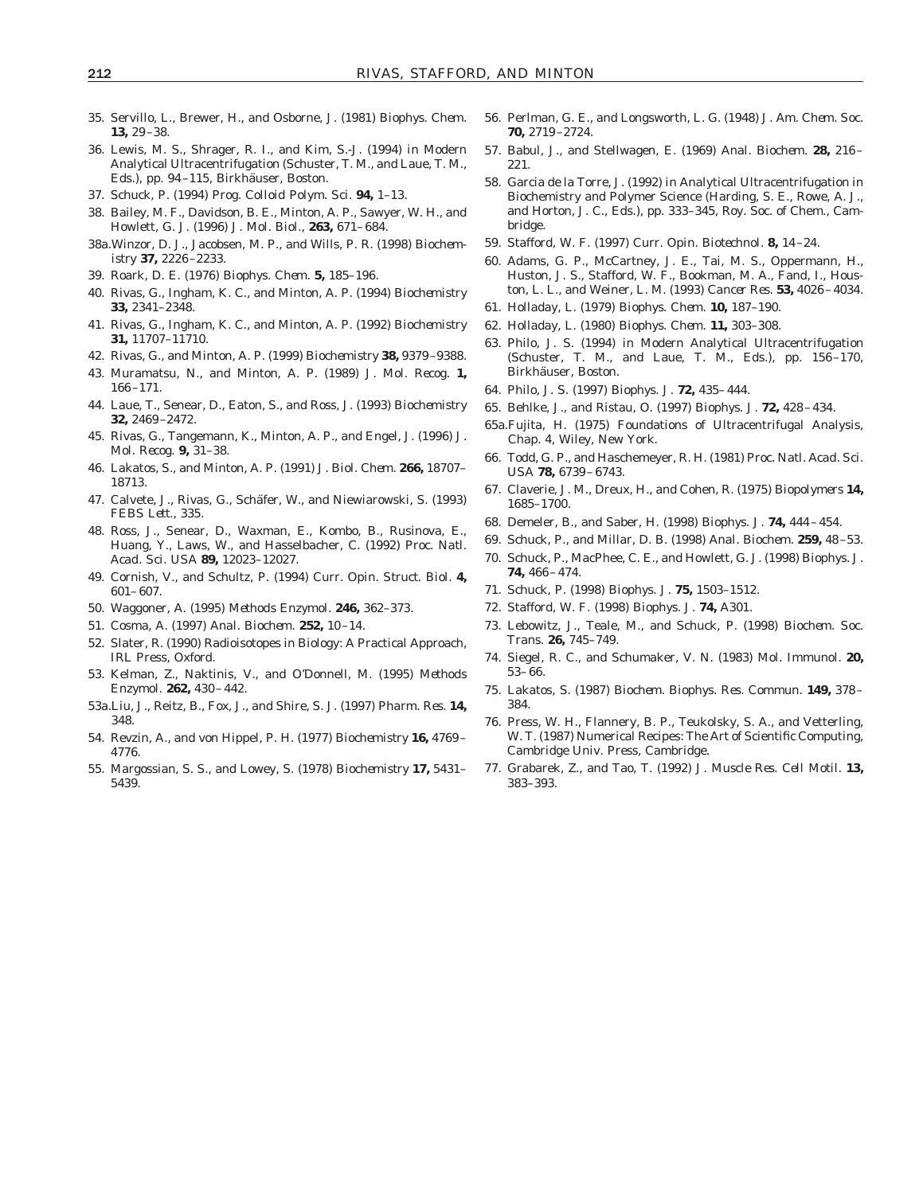35. Servillo, L., Brewer, H., and Osborne, J. (1981) *Biophys. Chem.* **13,** 29–38.
36. Lewis, M. S., Shrager, R. I., and Kim, S.-J. (1994) *in* Modern Analytical Ultracentrifugation (Schuster, T. M., and Laue, T. M., Eds.), pp. 94–115, Birkhäuser, Boston.
37. Schuck, P. (1994) *Prog. Colloid Polym. Sci.* **94,** 1–13.
38. Bailey, M. F., Davidson, B. E., Minton, A. P., Sawyer, W. H., and Howlett, G. J. (1996) *J. Mol. Biol.*, **263,** 671–684.
38a. Winzor, D. J., Jacobsen, M. P., and Wills, P. R. (1998) *Biochemistry* **37,** 2226–2233.
39. Roark, D. E. (1976) *Biophys. Chem.* **5,** 185–196.
40. Rivas, G., Ingham, K. C., and Minton, A. P. (1994) *Biochemistry* **33,** 2341–2348.
41. Rivas, G., Ingham, K. C., and Minton, A. P. (1992) *Biochemistry* **31,** 11707–11710.
42. Rivas, G., and Minton, A. P. (1999) *Biochemistry* **38,** 9379–9388.
43. Muramatsu, N., and Minton, A. P. (1989) *J. Mol. Recog.* **1,** 166–171.
44. Laue, T., Senear, D., Eaton, S., and Ross, J. (1993) *Biochemistry* **32,** 2469–2472.
45. Rivas, G., Tangemann, K., Minton, A. P., and Engel, J. (1996) *J. Mol. Recog.* **9,** 31–38.
46. Lakatos, S., and Minton, A. P. (1991) *J. Biol. Chem.* **266,** 18707–18713.
47. Calvete, J., Rivas, G., Schäfer, W., and Niewiarowski, S. (1993) *FEBS Lett.*, 335.
48. Ross, J., Senear, D., Waxman, E., Kombo, B., Rusinova, E., Huang, Y., Laws, W., and Hasselbacher, C. (1992) *Proc. Natl. Acad. Sci. USA* **89,** 12023–12027.
49. Cornish, V., and Schultz, P. (1994) *Curr. Opin. Struct. Biol.* **4,** 601–607.
50. Waggoner, A. (1995) *Methods Enzymol.* **246,** 362–373.
51. Cosma, A. (1997) *Anal. Biochem.* **252,** 10–14.
52. Slater, R. (1990) Radioisotopes in Biology: A Practical Approach, IRL Press, Oxford.
53. Kelman, Z., Naktinis, V., and O'Donnell, M. (1995) *Methods Enzymol.* **262,** 430–442.
53a. Liu, J., Reitz, B., Fox, J., and Shire, S. J. (1997) *Pharm. Res.* **14,** 348.
54. Revzin, A., and von Hippel, P. H. (1977) *Biochemistry* **16,** 4769–4776.
55. Margossian, S. S., and Lowey, S. (1978) *Biochemistry* **17,** 5431–5439.
56. Perlman, G. E., and Longsworth, L. G. (1948) *J. Am. Chem. Soc.* **70,** 2719–2724.
57. Babul, J., and Stellwagen, E. (1969) *Anal. Biochem.* **28,** 216–221.
58. Garcia de la Torre, J. (1992) *in* Analytical Ultracentrifugation in Biochemistry and Polymer Science (Harding, S. E., Rowe, A. J., and Horton, J. C., Eds.), pp. 333–345, Roy. Soc. of Chem., Cambridge.
59. Stafford, W. F. (1997) *Curr. Opin. Biotechnol.* **8,** 14–24.
60. Adams, G. P., McCartney, J. E., Tai, M. S., Oppermann, H., Huston, J. S., Stafford, W. F., Bookman, M. A., Fand, I., Houston, L. L., and Weiner, L. M. (1993) *Cancer Res.* **53,** 4026–4034.
61. Holladay, L. (1979) *Biophys. Chem.* **10,** 187–190.
62. Holladay, L. (1980) *Biophys. Chem.* **11,** 303–308.
63. Philo, J. S. (1994) *in* Modern Analytical Ultracentrifugation (Schuster, T. M., and Laue, T. M., Eds.), pp. 156–170, Birkhäuser, Boston.
64. Philo, J. S. (1997) *Biophys. J.* **72,** 435–444.
65. Behlke, J., and Ristau, O. (1997) *Biophys. J.* **72,** 428–434.
65a. Fujita, H. (1975) Foundations of Ultracentrifugal Analysis, Chap. 4, Wiley, New York.
66. Todd, G. P., and Haschemeyer, R. H. (1981) *Proc. Natl. Acad. Sci. USA* **78,** 6739–6743.
67. Claverie, J. M., Dreux, H., and Cohen, R. (1975) *Biopolymers* **14,** 1685–1700.
68. Demeler, B., and Saber, H. (1998) *Biophys. J.* **74,** 444–454.
69. Schuck, P., and Millar, D. B. (1998) *Anal. Biochem.* **259,** 48–53.
70. Schuck, P., MacPhee, C. E., and Howlett, G. J. (1998) *Biophys. J.* **74,** 466–474.
71. Schuck, P. (1998) *Biophys. J.* **75,** 1503–1512.
72. Stafford, W. F. (1998) *Biophys. J.* **74,** A301.
73. Lebowitz, J., Teale, M., and Schuck, P. (1998) *Biochem. Soc. Trans.* **26,** 745–749.
74. Siegel, R. C., and Schumaker, V. N. (1983) *Mol. Immunol.* **20,** 53–66.
75. Lakatos, S. (1987) *Biochem. Biophys. Res. Commun.* **149,** 378–384.
76. Press, W. H., Flannery, B. P., Teukolsky, S. A., and Vetterling, W. T. (1987) Numerical Recipes: The Art of Scientific Computing, Cambridge Univ. Press, Cambridge.
77. Grabarek, Z., and Tao, T. (1992) *J. Muscle Res. Cell Motil.* **13,** 383–393.